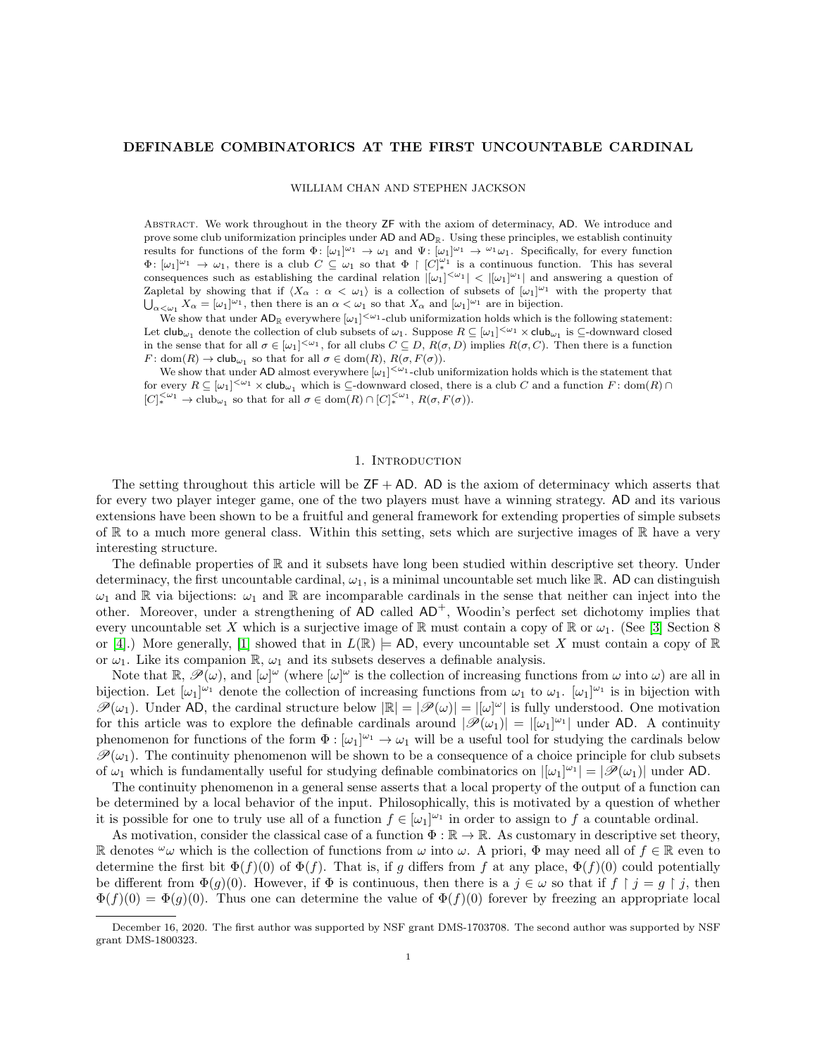# DEFINABLE COMBINATORICS AT THE FIRST UNCOUNTABLE CARDINAL

WILLIAM CHAN AND STEPHEN JACKSON

Abstract. We work throughout in the theory $\mathsf{ZF}$ with the axiom of determinacy, $\mathsf{AD}$. We introduce and prove some club uniformization principles under $\mathsf{AD}$ and $\mathsf{AD}_{\mathbb{R}}$. Using these principles, we establish continuity results for functions of the form $\Phi\colon [\omega_1]^{\omega_1} \to \omega_1$ and $\Psi\colon [\omega_1]^{\omega_1} \to {}^{\omega_1}\omega_1$. Specifically, for every function $\Phi\colon [\omega_1]^{\omega_1} \to \omega_1$, there is a club $C \subseteq \omega_1$ so that $\Phi \restriction [C]^{\omega_1}_*$ is a continuous function. This has several consequences such as establishing the cardinal relation $|[\omega_1]^{<\omega_1}| < |[\omega_1]^{\omega_1}|$ and answering a question of Zapletal by showing that if $\langle X_\alpha : \alpha < \omega_1\rangle$ is a collection of subsets of $[\omega_1]^{\omega_1}$ with the property that $\bigcup_{\alpha<\omega_1} X_\alpha = [\omega_1]^{\omega_1}$, then there is an $\alpha < \omega_1$ so that $X_\alpha$ and $[\omega_1]^{\omega_1}$ are in bijection.

We show that under $\mathsf{AD}_{\mathbb{R}}$ everywhere $[\omega_1]^{<\omega_1}$-club uniformization holds which is the following statement: Let $\mathsf{club}_{\omega_1}$ denote the collection of club subsets of $\omega_1$. Suppose $R \subseteq [\omega_1]^{<\omega_1} \times \mathsf{club}_{\omega_1}$ is $\subseteq$-downward closed in the sense that for all $\sigma \in [\omega_1]^{<\omega_1}$, for all clubs $C \subseteq D$, $R(\sigma, D)$ implies $R(\sigma, C)$. Then there is a function $F\colon \mathrm{dom}(R) \to \mathsf{club}_{\omega_1}$ so that for all $\sigma \in \mathrm{dom}(R)$, $R(\sigma, F(\sigma))$.

We show that under $\mathsf{AD}$ almost everywhere $[\omega_1]^{<\omega_1}$-club uniformization holds which is the statement that for every $R \subseteq [\omega_1]^{<\omega_1} \times \mathsf{club}_{\omega_1}$ which is $\subseteq$-downward closed, there is a club $C$ and a function $F\colon \mathrm{dom}(R) \cap [C]^{<\omega_1}_* \to \mathrm{club}_{\omega_1}$ so that for all $\sigma \in \mathrm{dom}(R) \cap [C]^{<\omega_1}_*$, $R(\sigma, F(\sigma))$.

## 1. Introduction

The setting throughout this article will be $\mathsf{ZF} + \mathsf{AD}$. $\mathsf{AD}$ is the axiom of determinacy which asserts that for every two player integer game, one of the two players must have a winning strategy. $\mathsf{AD}$ and its various extensions have been shown to be a fruitful and general framework for extending properties of simple subsets of $\mathbb{R}$ to a much more general class. Within this setting, sets which are surjective images of $\mathbb{R}$ have a very interesting structure.

The definable properties of $\mathbb{R}$ and it subsets have long been studied within descriptive set theory. Under determinacy, the first uncountable cardinal, $\omega_1$, is a minimal uncountable set much like $\mathbb{R}$. $\mathsf{AD}$ can distinguish $\omega_1$ and $\mathbb{R}$ via bijections: $\omega_1$ and $\mathbb{R}$ are incomparable cardinals in the sense that neither can inject into the other. Moreover, under a strengthening of $\mathsf{AD}$ called $\mathsf{AD}^+$, Woodin's perfect set dichotomy implies that every uncountable set $X$ which is a surjective image of $\mathbb{R}$ must contain a copy of $\mathbb{R}$ or $\omega_1$. (See [3] Section 8 or [4].) More generally, [1] showed that in $L(\mathbb{R}) \models \mathsf{AD}$, every uncountable set $X$ must contain a copy of $\mathbb{R}$ or $\omega_1$. Like its companion $\mathbb{R}$, $\omega_1$ and its subsets deserves a definable analysis.

Note that $\mathbb{R}$, $\mathscr{P}(\omega)$, and $[\omega]^\omega$ (where $[\omega]^\omega$ is the collection of increasing functions from $\omega$ into $\omega$) are all in bijection. Let $[\omega_1]^{\omega_1}$ denote the collection of increasing functions from $\omega_1$ to $\omega_1$. $[\omega_1]^{\omega_1}$ is in bijection with $\mathscr{P}(\omega_1)$. Under $\mathsf{AD}$, the cardinal structure below $|\mathbb{R}| = |\mathscr{P}(\omega)| = |[\omega]^\omega|$ is fully understood. One motivation for this article was to explore the definable cardinals around $|\mathscr{P}(\omega_1)| = |[\omega_1]^{\omega_1}|$ under $\mathsf{AD}$. A continuity phenomenon for functions of the form $\Phi : [\omega_1]^{\omega_1} \to \omega_1$ will be a useful tool for studying the cardinals below $\mathscr{P}(\omega_1)$. The continuity phenomenon will be shown to be a consequence of a choice principle for club subsets of $\omega_1$ which is fundamentally useful for studying definable combinatorics on $|[\omega_1]^{\omega_1}| = |\mathscr{P}(\omega_1)|$ under $\mathsf{AD}$.

The continuity phenomenon in a general sense asserts that a local property of the output of a function can be determined by a local behavior of the input. Philosophically, this is motivated by a question of whether it is possible for one to truly use all of a function $f \in [\omega_1]^{\omega_1}$ in order to assign to $f$ a countable ordinal.

As motivation, consider the classical case of a function $\Phi : \mathbb{R} \to \mathbb{R}$. As customary in descriptive set theory, $\mathbb{R}$ denotes ${}^\omega\omega$ which is the collection of functions from $\omega$ into $\omega$. A priori, $\Phi$ may need all of $f \in \mathbb{R}$ even to determine the first bit $\Phi(f)(0)$ of $\Phi(f)$. That is, if $g$ differs from $f$ at any place, $\Phi(f)(0)$ could potentially be different from $\Phi(g)(0)$. However, if $\Phi$ is continuous, then there is a $j \in \omega$ so that if $f \restriction j = g \restriction j$, then $\Phi(f)(0) = \Phi(g)(0)$. Thus one can determine the value of $\Phi(f)(0)$ forever by freezing an appropriate local

December 16, 2020. The first author was supported by NSF grant DMS-1703708. The second author was supported by NSF grant DMS-1800323.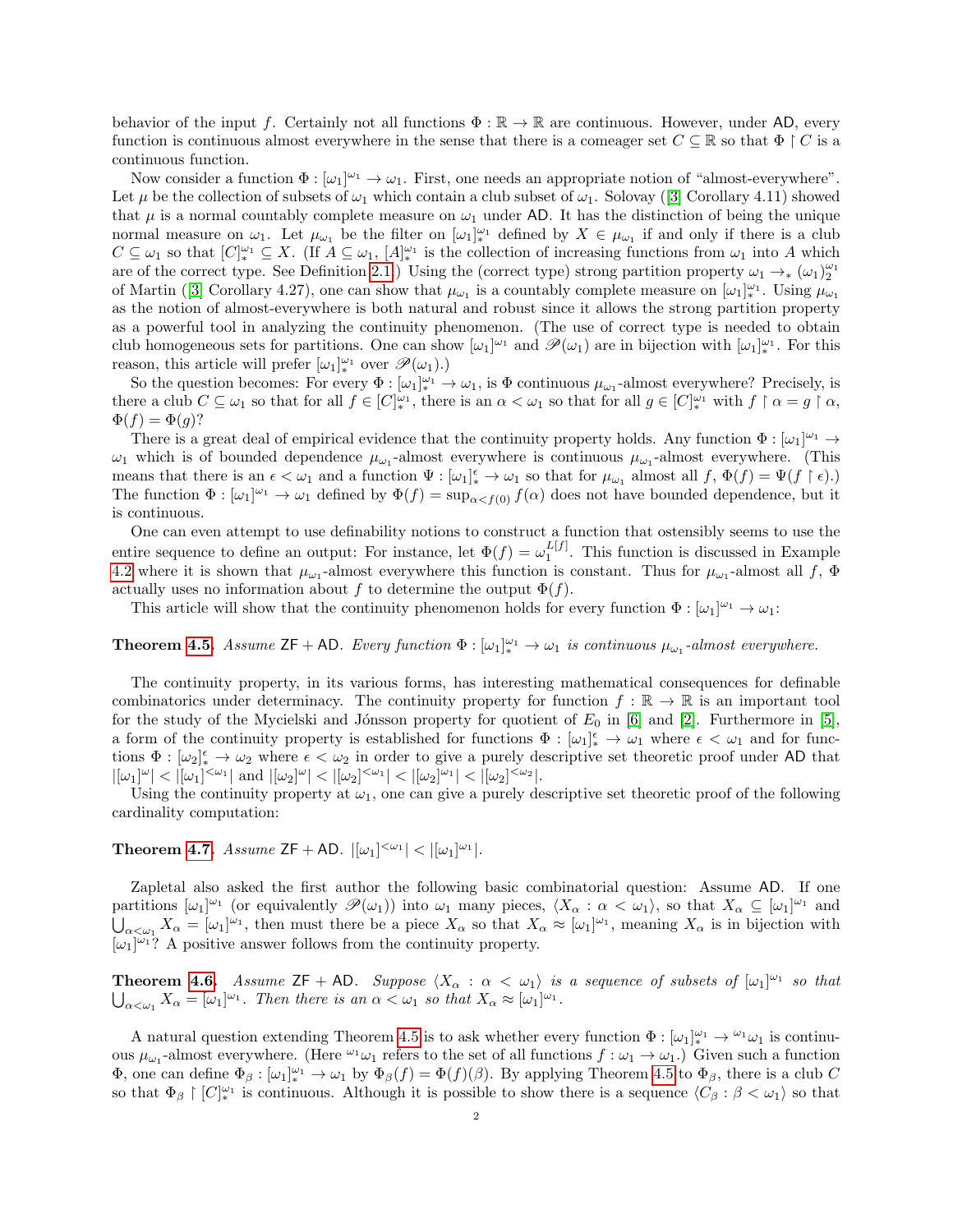behavior of the input $f$. Certainly not all functions $\Phi : \mathbb{R} \to \mathbb{R}$ are continuous. However, under $\mathsf{AD}$, every function is continuous almost everywhere in the sense that there is a comeager set $C \subseteq \mathbb{R}$ so that $\Phi \upharpoonright C$ is a continuous function.

Now consider a function $\Phi : [\omega_1]^{\omega_1} \to \omega_1$. First, one needs an appropriate notion of "almost-everywhere". Let $\mu$ be the collection of subsets of $\omega_1$ which contain a club subset of $\omega_1$. Solovay ([3] Corollary 4.11) showed that $\mu$ is a normal countably complete measure on $\omega_1$ under $\mathsf{AD}$. It has the distinction of being the unique normal measure on $\omega_1$. Let $\mu_{\omega_1}$ be the filter on $[\omega_1]^{\omega_1}_*$ defined by $X \in \mu_{\omega_1}$ if and only if there is a club $C \subseteq \omega_1$ so that $[C]^{\omega_1}_* \subseteq X$. (If $A \subseteq \omega_1$, $[A]^{\omega_1}_*$ is the collection of increasing functions from $\omega_1$ into $A$ which are of the correct type. See Definition 2.1.) Using the (correct type) strong partition property $\omega_1 \to_* (\omega_1)^{\omega_1}_2$ of Martin ([3] Corollary 4.27), one can show that $\mu_{\omega_1}$ is a countably complete measure on $[\omega_1]^{\omega_1}_*$. Using $\mu_{\omega_1}$ as the notion of almost-everywhere is both natural and robust since it allows the strong partition property as a powerful tool in analyzing the continuity phenomenon. (The use of correct type is needed to obtain club homogeneous sets for partitions. One can show $[\omega_1]^{\omega_1}$ and $\mathscr{P}(\omega_1)$ are in bijection with $[\omega_1]^{\omega_1}_*$. For this reason, this article will prefer $[\omega_1]^{\omega_1}_*$ over $\mathscr{P}(\omega_1)$.)

So the question becomes: For every $\Phi : [\omega_1]^{\omega_1}_* \to \omega_1$, is $\Phi$ continuous $\mu_{\omega_1}$-almost everywhere? Precisely, is there a club $C \subseteq \omega_1$ so that for all $f \in [C]^{\omega_1}_*$, there is an $\alpha < \omega_1$ so that for all $g \in [C]^{\omega_1}_*$ with $f \upharpoonright \alpha = g \upharpoonright \alpha$, $\Phi(f) = \Phi(g)$?

There is a great deal of empirical evidence that the continuity property holds. Any function $\Phi : [\omega_1]^{\omega_1} \to \omega_1$ which is of bounded dependence $\mu_{\omega_1}$-almost everywhere is continuous $\mu_{\omega_1}$-almost everywhere. (This means that there is an $\epsilon < \omega_1$ and a function $\Psi : [\omega_1]^{\epsilon}_* \to \omega_1$ so that for $\mu_{\omega_1}$ almost all $f$, $\Phi(f) = \Psi(f \upharpoonright \epsilon)$.) The function $\Phi : [\omega_1]^{\omega_1} \to \omega_1$ defined by $\Phi(f) = \sup_{\alpha < f(0)} f(\alpha)$ does not have bounded dependence, but it is continuous.

One can even attempt to use definability notions to construct a function that ostensibly seems to use the entire sequence to define an output: For instance, let $\Phi(f) = \omega_1^{L[f]}$. This function is discussed in Example 4.2 where it is shown that $\mu_{\omega_1}$-almost everywhere this function is constant. Thus for $\mu_{\omega_1}$-almost all $f$, $\Phi$ actually uses no information about $f$ to determine the output $\Phi(f)$.

This article will show that the continuity phenomenon holds for every function $\Phi : [\omega_1]^{\omega_1} \to \omega_1$:

**Theorem 4.5.** *Assume $\mathsf{ZF} + \mathsf{AD}$. Every function $\Phi : [\omega_1]^{\omega_1}_* \to \omega_1$ is continuous $\mu_{\omega_1}$-almost everywhere.*

The continuity property, in its various forms, has interesting mathematical consequences for definable combinatorics under determinacy. The continuity property for function $f : \mathbb{R} \to \mathbb{R}$ is an important tool for the study of the Mycielski and Jónsson property for quotient of $E_0$ in [6] and [2]. Furthermore in [5], a form of the continuity property is established for functions $\Phi : [\omega_1]^{\epsilon}_* \to \omega_1$ where $\epsilon < \omega_1$ and for functions $\Phi : [\omega_2]^{\epsilon}_* \to \omega_2$ where $\epsilon < \omega_2$ in order to give a purely descriptive set theoretic proof under $\mathsf{AD}$ that $|[\omega_1]^{\omega}| < |[\omega_1]^{<\omega_1}|$ and $|[\omega_2]^{\omega}| < |[\omega_2]^{<\omega_1}| < |[\omega_2]^{\omega_1}| < |[\omega_2]^{<\omega_2}|$.

Using the continuity property at $\omega_1$, one can give a purely descriptive set theoretic proof of the following cardinality computation:

**Theorem 4.7.** *Assume $\mathsf{ZF} + \mathsf{AD}$. $|[\omega_1]^{<\omega_1}| < |[\omega_1]^{\omega_1}|$.*

Zapletal also asked the first author the following basic combinatorial question: Assume $\mathsf{AD}$. If one partitions $[\omega_1]^{\omega_1}$ (or equivalently $\mathscr{P}(\omega_1)$) into $\omega_1$ many pieces, $\langle X_\alpha : \alpha < \omega_1 \rangle$, so that $X_\alpha \subseteq [\omega_1]^{\omega_1}$ and $\bigcup_{\alpha<\omega_1} X_\alpha = [\omega_1]^{\omega_1}$, then must there be a piece $X_\alpha$ so that $X_\alpha \approx [\omega_1]^{\omega_1}$, meaning $X_\alpha$ is in bijection with $[\omega_1]^{\omega_1}$? A positive answer follows from the continuity property.

**Theorem 4.6.** *Assume $\mathsf{ZF} + \mathsf{AD}$. Suppose $\langle X_\alpha : \alpha < \omega_1 \rangle$ is a sequence of subsets of $[\omega_1]^{\omega_1}$ so that $\bigcup_{\alpha<\omega_1} X_\alpha = [\omega_1]^{\omega_1}$. Then there is an $\alpha < \omega_1$ so that $X_\alpha \approx [\omega_1]^{\omega_1}$.*

A natural question extending Theorem 4.5 is to ask whether every function $\Phi : [\omega_1]^{\omega_1}_* \to {}^{\omega_1}\omega_1$ is continuous $\mu_{\omega_1}$-almost everywhere. (Here ${}^{\omega_1}\omega_1$ refers to the set of all functions $f : \omega_1 \to \omega_1$.) Given such a function $\Phi$, one can define $\Phi_\beta : [\omega_1]^{\omega_1}_* \to \omega_1$ by $\Phi_\beta(f) = \Phi(f)(\beta)$. By applying Theorem 4.5 to $\Phi_\beta$, there is a club $C$ so that $\Phi_\beta \upharpoonright [C]^{\omega_1}_*$ is continuous. Although it is possible to show there is a sequence $\langle C_\beta : \beta < \omega_1 \rangle$ so that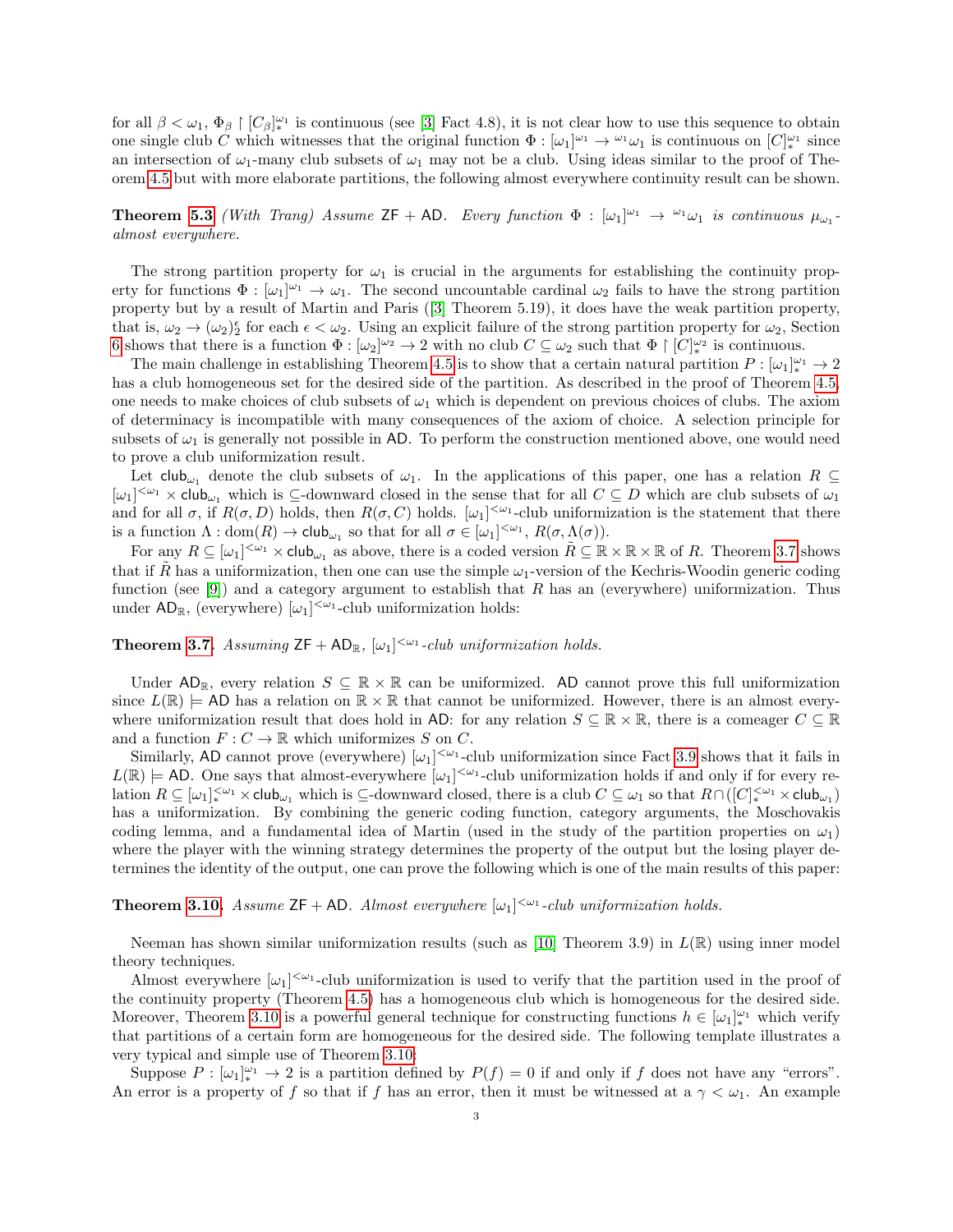for all $\beta < \omega_1$, $\Phi_\beta \upharpoonright [C_\beta]^{\omega_1}_*$ is continuous (see [3] Fact 4.8), it is not clear how to use this sequence to obtain one single club $C$ which witnesses that the original function $\Phi : [\omega_1]^{\omega_1} \to {}^{\omega_1}\omega_1$ is continuous on $[C]^{\omega_1}_*$ since an intersection of $\omega_1$-many club subsets of $\omega_1$ may not be a club. Using ideas similar to the proof of Theorem 4.5 but with more elaborate partitions, the following almost everywhere continuity result can be shown.

**Theorem 5.3** *(With Trang) Assume* $\mathsf{ZF} + \mathsf{AD}$. *Every function* $\Phi : [\omega_1]^{\omega_1} \to {}^{\omega_1}\omega_1$ *is continuous* $\mu_{\omega_1}$*-almost everywhere.*

The strong partition property for $\omega_1$ is crucial in the arguments for establishing the continuity property for functions $\Phi : [\omega_1]^{\omega_1} \to \omega_1$. The second uncountable cardinal $\omega_2$ fails to have the strong partition property but by a result of Martin and Paris ([3] Theorem 5.19), it does have the weak partition property, that is, $\omega_2 \to (\omega_2)^\epsilon_2$ for each $\epsilon < \omega_2$. Using an explicit failure of the strong partition property for $\omega_2$, Section 6 shows that there is a function $\Phi : [\omega_2]^{\omega_2} \to 2$ with no club $C \subseteq \omega_2$ such that $\Phi \upharpoonright [C]^{\omega_2}_*$ is continuous.

The main challenge in establishing Theorem 4.5 is to show that a certain natural partition $P : [\omega_1]^{\omega_1}_* \to 2$ has a club homogeneous set for the desired side of the partition. As described in the proof of Theorem 4.5, one needs to make choices of club subsets of $\omega_1$ which is dependent on previous choices of clubs. The axiom of determinacy is incompatible with many consequences of the axiom of choice. A selection principle for subsets of $\omega_1$ is generally not possible in $\mathsf{AD}$. To perform the construction mentioned above, one would need to prove a club uniformization result.

Let $\mathsf{club}_{\omega_1}$ denote the club subsets of $\omega_1$. In the applications of this paper, one has a relation $R \subseteq [\omega_1]^{<\omega_1} \times \mathsf{club}_{\omega_1}$ which is $\subseteq$-downward closed in the sense that for all $C \subseteq D$ which are club subsets of $\omega_1$ and for all $\sigma$, if $R(\sigma, D)$ holds, then $R(\sigma, C)$ holds. $[\omega_1]^{<\omega_1}$-club uniformization is the statement that there is a function $\Lambda : \mathrm{dom}(R) \to \mathsf{club}_{\omega_1}$ so that for all $\sigma \in [\omega_1]^{<\omega_1}$, $R(\sigma, \Lambda(\sigma))$.

For any $R \subseteq [\omega_1]^{<\omega_1} \times \mathsf{club}_{\omega_1}$ as above, there is a coded version $\tilde{R} \subseteq \mathbb{R} \times \mathbb{R} \times \mathbb{R}$ of $R$. Theorem 3.7 shows that if $\tilde{R}$ has a uniformization, then one can use the simple $\omega_1$-version of the Kechris-Woodin generic coding function (see [9]) and a category argument to establish that $R$ has an (everywhere) uniformization. Thus under $\mathsf{AD}_\mathbb{R}$, (everywhere) $[\omega_1]^{<\omega_1}$-club uniformization holds:

**Theorem 3.7.** *Assuming* $\mathsf{ZF} + \mathsf{AD}_\mathbb{R}$, $[\omega_1]^{<\omega_1}$*-club uniformization holds.*

Under $\mathsf{AD}_\mathbb{R}$, every relation $S \subseteq \mathbb{R} \times \mathbb{R}$ can be uniformized. $\mathsf{AD}$ cannot prove this full uniformization since $L(\mathbb{R}) \models \mathsf{AD}$ has a relation on $\mathbb{R} \times \mathbb{R}$ that cannot be uniformized. However, there is an almost everywhere uniformization result that does hold in $\mathsf{AD}$: for any relation $S \subseteq \mathbb{R} \times \mathbb{R}$, there is a comeager $C \subseteq \mathbb{R}$ and a function $F : C \to \mathbb{R}$ which uniformizes $S$ on $C$.

Similarly, $\mathsf{AD}$ cannot prove (everywhere) $[\omega_1]^{<\omega_1}$-club uniformization since Fact 3.9 shows that it fails in $L(\mathbb{R}) \models \mathsf{AD}$. One says that almost-everywhere $[\omega_1]^{<\omega_1}$-club uniformization holds if and only if for every relation $R \subseteq [\omega_1]^{<\omega_1}_* \times \mathsf{club}_{\omega_1}$ which is $\subseteq$-downward closed, there is a club $C \subseteq \omega_1$ so that $R \cap ([C]^{<\omega_1}_* \times \mathsf{club}_{\omega_1})$ has a uniformization. By combining the generic coding function, category arguments, the Moschovakis coding lemma, and a fundamental idea of Martin (used in the study of the partition properties on $\omega_1$) where the player with the winning strategy determines the property of the output but the losing player determines the identity of the output, one can prove the following which is one of the main results of this paper:

**Theorem 3.10.** *Assume* $\mathsf{ZF} + \mathsf{AD}$. *Almost everywhere* $[\omega_1]^{<\omega_1}$*-club uniformization holds.*

Neeman has shown similar uniformization results (such as [10] Theorem 3.9) in $L(\mathbb{R})$ using inner model theory techniques.

Almost everywhere $[\omega_1]^{<\omega_1}$-club uniformization is used to verify that the partition used in the proof of the continuity property (Theorem 4.5) has a homogeneous club which is homogeneous for the desired side. Moreover, Theorem 3.10 is a powerful general technique for constructing functions $h \in [\omega_1]^{\omega_1}_*$ which verify that partitions of a certain form are homogeneous for the desired side. The following template illustrates a very typical and simple use of Theorem 3.10:

Suppose $P : [\omega_1]^{\omega_1}_* \to 2$ is a partition defined by $P(f) = 0$ if and only if $f$ does not have any "errors". An error is a property of $f$ so that if $f$ has an error, then it must be witnessed at a $\gamma < \omega_1$. An example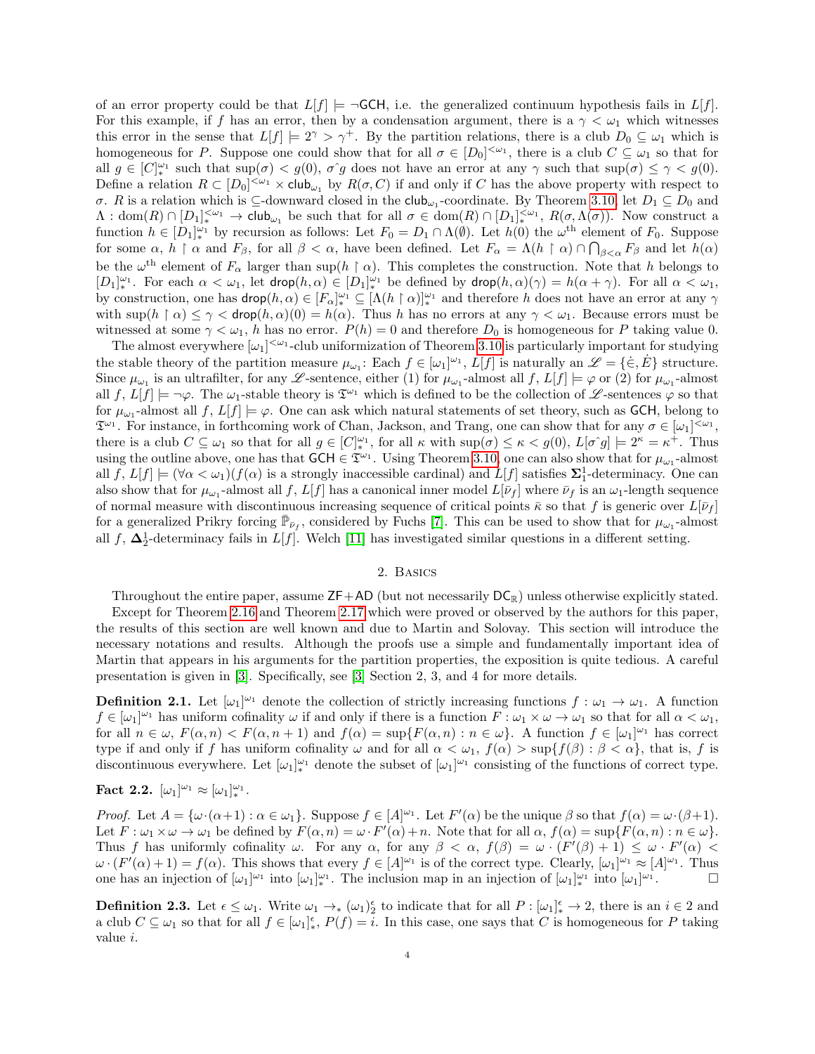of an error property could be that $L[f] \models \neg\mathsf{GCH}$, i.e. the generalized continuum hypothesis fails in $L[f]$. For this example, if $f$ has an error, then by a condensation argument, there is a $\gamma < \omega_1$ which witnesses this error in the sense that $L[f] \models 2^\gamma > \gamma^+$. By the partition relations, there is a club $D_0 \subseteq \omega_1$ which is homogeneous for $P$. Suppose one could show that for all $\sigma \in [D_0]^{<\omega_1}$, there is a club $C \subseteq \omega_1$ so that for all $g \in [C]^{\omega_1}_*$ such that $\sup(\sigma) < g(0)$, $\sigma\hat{\ }g$ does not have an error at any $\gamma$ such that $\sup(\sigma) \leq \gamma < g(0)$. Define a relation $R \subset [D_0]^{<\omega_1} \times \mathsf{club}_{\omega_1}$ by $R(\sigma, C)$ if and only if $C$ has the above property with respect to $\sigma$. $R$ is a relation which is $\subseteq$-downward closed in the $\mathsf{club}_{\omega_1}$-coordinate. By Theorem 3.10, let $D_1 \subseteq D_0$ and $\Lambda : \mathrm{dom}(R) \cap [D_1]^{<\omega_1}_* \to \mathsf{club}_{\omega_1}$ be such that for all $\sigma \in \mathrm{dom}(R) \cap [D_1]^{<\omega_1}_*$, $R(\sigma, \Lambda(\sigma))$. Now construct a function $h \in [D_1]^{\omega_1}_*$ by recursion as follows: Let $F_0 = D_1 \cap \Lambda(\emptyset)$. Let $h(0)$ the $\omega^{\text{th}}$ element of $F_0$. Suppose for some $\alpha$, $h \restriction \alpha$ and $F_\beta$, for all $\beta < \alpha$, have been defined. Let $F_\alpha = \Lambda(h \restriction \alpha) \cap \bigcap_{\beta<\alpha} F_\beta$ and let $h(\alpha)$ be the $\omega^{\text{th}}$ element of $F_\alpha$ larger than $\sup(h \restriction \alpha)$. This completes the construction. Note that $h$ belongs to $[D_1]^{\omega_1}_*$. For each $\alpha < \omega_1$, let $\mathsf{drop}(h, \alpha) \in [D_1]^{\omega_1}_*$ be defined by $\mathsf{drop}(h, \alpha)(\gamma) = h(\alpha + \gamma)$. For all $\alpha < \omega_1$, by construction, one has $\mathsf{drop}(h, \alpha) \in [F_\alpha]^{\omega_1}_* \subseteq [\Lambda(h \restriction \alpha)]^{\omega_1}_*$ and therefore $h$ does not have an error at any $\gamma$ with $\sup(h \restriction \alpha) \leq \gamma < \mathsf{drop}(h, \alpha)(0) = h(\alpha)$. Thus $h$ has no errors at any $\gamma < \omega_1$. Because errors must be witnessed at some $\gamma < \omega_1$, $h$ has no error. $P(h) = 0$ and therefore $D_0$ is homogeneous for $P$ taking value 0.

The almost everywhere $[\omega_1]^{<\omega_1}$-club uniformization of Theorem 3.10 is particularly important for studying the stable theory of the partition measure $\mu_{\omega_1}$: Each $f \in [\omega_1]^{\omega_1}$, $L[f]$ is naturally an $\mathscr{L} = \{\dot{\in}, \dot{E}\}$ structure. Since $\mu_{\omega_1}$ is an ultrafilter, for any $\mathscr{L}$-sentence, either (1) for $\mu_{\omega_1}$-almost all $f$, $L[f] \models \varphi$ or (2) for $\mu_{\omega_1}$-almost all $f$, $L[f] \models \neg\varphi$. The $\omega_1$-stable theory is $\mathfrak{T}^{\omega_1}$ which is defined to be the collection of $\mathscr{L}$-sentences $\varphi$ so that for $\mu_{\omega_1}$-almost all $f$, $L[f] \models \varphi$. One can ask which natural statements of set theory, such as $\mathsf{GCH}$, belong to $\mathfrak{T}^{\omega_1}$. For instance, in forthcoming work of Chan, Jackson, and Trang, one can show that for any $\sigma \in [\omega_1]^{<\omega_1}$, there is a club $C \subseteq \omega_1$ so that for all $g \in [C]^{\omega_1}_*$, for all $\kappa$ with $\sup(\sigma) \leq \kappa < g(0)$, $L[\sigma\hat{\ }g] \models 2^\kappa = \kappa^+$. Thus using the outline above, one has that $\mathsf{GCH} \in \mathfrak{T}^{\omega_1}$. Using Theorem 3.10, one can also show that for $\mu_{\omega_1}$-almost all $f$, $L[f] \models (\forall \alpha < \omega_1)(f(\alpha)$ is a strongly inaccessible cardinal) and $L[f]$ satisfies $\mathbf{\Sigma}^1_1$-determinacy. One can also show that for $\mu_{\omega_1}$-almost all $f$, $L[f]$ has a canonical inner model $L[\bar{\nu}_f]$ where $\bar{\nu}_f$ is an $\omega_1$-length sequence of normal measure with discontinuous increasing sequence of critical points $\bar{\kappa}$ so that $f$ is generic over $L[\bar{\nu}_f]$ for a generalized Prikry forcing $\mathbb{P}_{\bar{\nu}_f}$, considered by Fuchs [7]. This can be used to show that for $\mu_{\omega_1}$-almost all $f$, $\mathbf{\Delta}^1_2$-determinacy fails in $L[f]$. Welch [11] has investigated similar questions in a different setting.

## 2. Basics

Throughout the entire paper, assume $\mathsf{ZF}+\mathsf{AD}$ (but not necessarily $\mathsf{DC}_\mathbb{R}$) unless otherwise explicitly stated.

Except for Theorem 2.16 and Theorem 2.17 which were proved or observed by the authors for this paper, the results of this section are well known and due to Martin and Solovay. This section will introduce the necessary notations and results. Although the proofs use a simple and fundamentally important idea of Martin that appears in his arguments for the partition properties, the exposition is quite tedious. A careful presentation is given in [3]. Specifically, see [3] Section 2, 3, and 4 for more details.

**Definition 2.1.** Let $[\omega_1]^{\omega_1}$ denote the collection of strictly increasing functions $f : \omega_1 \to \omega_1$. A function $f \in [\omega_1]^{\omega_1}$ has uniform cofinality $\omega$ if and only if there is a function $F : \omega_1 \times \omega \to \omega_1$ so that for all $\alpha < \omega_1$, for all $n \in \omega$, $F(\alpha, n) < F(\alpha, n+1)$ and $f(\alpha) = \sup\{F(\alpha, n) : n \in \omega\}$. A function $f \in [\omega_1]^{\omega_1}$ has correct type if and only if $f$ has uniform cofinality $\omega$ and for all $\alpha < \omega_1$, $f(\alpha) > \sup\{f(\beta) : \beta < \alpha\}$, that is, $f$ is discontinuous everywhere. Let $[\omega_1]^{\omega_1}_*$ denote the subset of $[\omega_1]^{\omega_1}$ consisting of the functions of correct type.

**Fact 2.2.** $[\omega_1]^{\omega_1} \approx [\omega_1]^{\omega_1}_*$.

*Proof.* Let $A = \{\omega \cdot (\alpha+1) : \alpha \in \omega_1\}$. Suppose $f \in [A]^{\omega_1}$. Let $F'(\alpha)$ be the unique $\beta$ so that $f(\alpha) = \omega \cdot (\beta+1)$. Let $F : \omega_1 \times \omega \to \omega_1$ be defined by $F(\alpha, n) = \omega \cdot F'(\alpha) + n$. Note that for all $\alpha$, $f(\alpha) = \sup\{F(\alpha, n) : n \in \omega\}$. Thus $f$ has uniformly cofinality $\omega$. For any $\alpha$, for any $\beta < \alpha$, $f(\beta) = \omega \cdot (F'(\beta) + 1) \leq \omega \cdot F'(\alpha) < \omega \cdot (F'(\alpha) + 1) = f(\alpha)$. This shows that every $f \in [A]^{\omega_1}$ is of the correct type. Clearly, $[\omega_1]^{\omega_1} \approx [A]^{\omega_1}$. Thus one has an injection of $[\omega_1]^{\omega_1}$ into $[\omega_1]^{\omega_1}_*$. The inclusion map in an injection of $[\omega_1]^{\omega_1}_*$ into $[\omega_1]^{\omega_1}$. $\square$

**Definition 2.3.** Let $\epsilon \leq \omega_1$. Write $\omega_1 \to_* (\omega_1)^\epsilon_2$ to indicate that for all $P : [\omega_1]^\epsilon_* \to 2$, there is an $i \in 2$ and a club $C \subseteq \omega_1$ so that for all $f \in [\omega_1]^\epsilon_*$, $P(f) = i$. In this case, one says that $C$ is homogeneous for $P$ taking value $i$.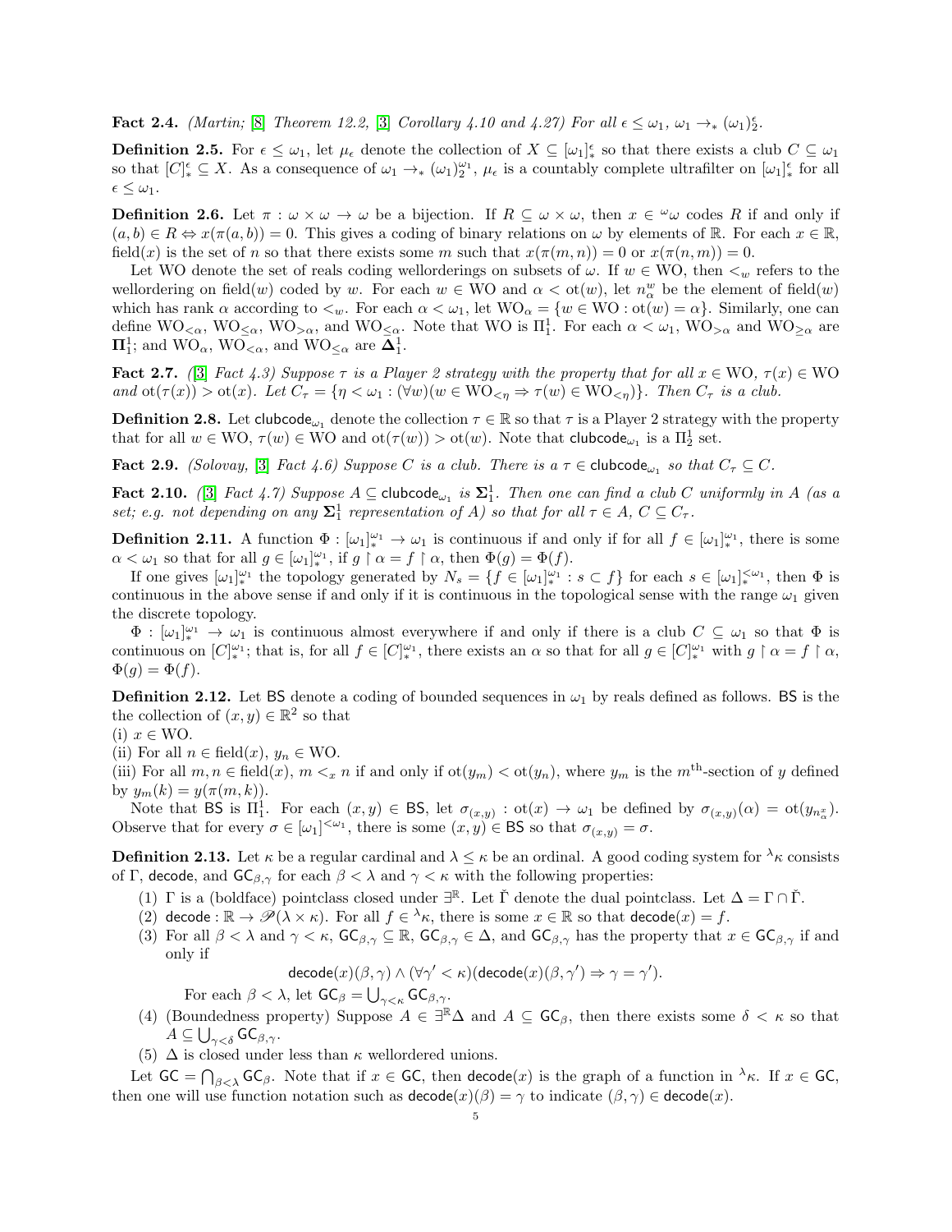**Fact 2.4.** *(Martin; [8] Theorem 12.2, [3] Corollary 4.10 and 4.27) For all $\epsilon \leq \omega_1$, $\omega_1 \to_* (\omega_1)^\epsilon_2$.*

**Definition 2.5.** For $\epsilon \leq \omega_1$, let $\mu_\epsilon$ denote the collection of $X \subseteq [\omega_1]^\epsilon_*$ so that there exists a club $C \subseteq \omega_1$ so that $[C]^\epsilon_* \subseteq X$. As a consequence of $\omega_1 \to_* (\omega_1)^{\omega_1}_2$, $\mu_\epsilon$ is a countably complete ultrafilter on $[\omega_1]^\epsilon_*$ for all $\epsilon \leq \omega_1$.

**Definition 2.6.** Let $\pi : \omega \times \omega \to \omega$ be a bijection. If $R \subseteq \omega \times \omega$, then $x \in {}^\omega\omega$ codes $R$ if and only if $(a, b) \in R \Leftrightarrow x(\pi(a, b)) = 0$. This gives a coding of binary relations on $\omega$ by elements of $\mathbb{R}$. For each $x \in \mathbb{R}$, $\text{field}(x)$ is the set of $n$ so that there exists some $m$ such that $x(\pi(m, n)) = 0$ or $x(\pi(n, m)) = 0$.

Let WO denote the set of reals coding wellorderings on subsets of $\omega$. If $w \in \text{WO}$, then $<_w$ refers to the wellordering on $\text{field}(w)$ coded by $w$. For each $w \in \text{WO}$ and $\alpha < \text{ot}(w)$, let $n^w_\alpha$ be the element of $\text{field}(w)$ which has rank $\alpha$ according to $<_w$. For each $\alpha < \omega_1$, let $\text{WO}_\alpha = \{w \in \text{WO} : \text{ot}(w) = \alpha\}$. Similarly, one can define $\text{WO}_{<\alpha}$, $\text{WO}_{\leq\alpha}$, $\text{WO}_{>\alpha}$, and $\text{WO}_{\leq\alpha}$. Note that WO is $\Pi^1_1$. For each $\alpha < \omega_1$, $\text{WO}_{>\alpha}$ and $\text{WO}_{\geq\alpha}$ are $\boldsymbol{\Pi}^1_1$; and $\text{WO}_\alpha$, $\text{WO}_{<\alpha}$, and $\text{WO}_{\leq\alpha}$ are $\boldsymbol{\Delta}^1_1$.

**Fact 2.7.** *([3] Fact 4.3) Suppose $\tau$ is a Player 2 strategy with the property that for all $x \in \text{WO}$, $\tau(x) \in \text{WO}$ and $\text{ot}(\tau(x)) > \text{ot}(x)$. Let $C_\tau = \{\eta < \omega_1 : (\forall w)(w \in \text{WO}_{<\eta} \Rightarrow \tau(w) \in \text{WO}_{<\eta})\}$. Then $C_\tau$ is a club.*

**Definition 2.8.** Let $\mathsf{clubcode}_{\omega_1}$ denote the collection $\tau \in \mathbb{R}$ so that $\tau$ is a Player 2 strategy with the property that for all $w \in \text{WO}$, $\tau(w) \in \text{WO}$ and $\text{ot}(\tau(w)) > \text{ot}(w)$. Note that $\mathsf{clubcode}_{\omega_1}$ is a $\Pi^1_2$ set.

**Fact 2.9.** *(Solovay, [3] Fact 4.6) Suppose $C$ is a club. There is a $\tau \in \mathsf{clubcode}_{\omega_1}$ so that $C_\tau \subseteq C$.*

**Fact 2.10.** *([3] Fact 4.7) Suppose $A \subseteq \mathsf{clubcode}_{\omega_1}$ is $\boldsymbol{\Sigma}^1_1$. Then one can find a club $C$ uniformly in $A$ (as a set; e.g. not depending on any $\boldsymbol{\Sigma}^1_1$ representation of $A$) so that for all $\tau \in A$, $C \subseteq C_\tau$.*

**Definition 2.11.** A function $\Phi : [\omega_1]^{\omega_1}_* \to \omega_1$ is continuous if and only if for all $f \in [\omega_1]^{\omega_1}_*$, there is some $\alpha < \omega_1$ so that for all $g \in [\omega_1]^{\omega_1}_*$, if $g \upharpoonright \alpha = f \upharpoonright \alpha$, then $\Phi(g) = \Phi(f)$.

If one gives $[\omega_1]^{\omega_1}_*$ the topology generated by $N_s = \{f \in [\omega_1]^{\omega_1}_* : s \subset f\}$ for each $s \in [\omega_1]^{<\omega_1}_*$, then $\Phi$ is continuous in the above sense if and only if it is continuous in the topological sense with the range $\omega_1$ given the discrete topology.

$\Phi : [\omega_1]^{\omega_1}_* \to \omega_1$ is continuous almost everywhere if and only if there is a club $C \subseteq \omega_1$ so that $\Phi$ is continuous on $[C]^{\omega_1}_*$; that is, for all $f \in [C]^{\omega_1}_*$, there exists an $\alpha$ so that for all $g \in [C]^{\omega_1}_*$ with $g \upharpoonright \alpha = f \upharpoonright \alpha$, $\Phi(g) = \Phi(f)$.

**Definition 2.12.** Let $\mathsf{BS}$ denote a coding of bounded sequences in $\omega_1$ by reals defined as follows. $\mathsf{BS}$ is the the collection of $(x, y) \in \mathbb{R}^2$ so that
(i) $x \in \text{WO}$.
(ii) For all $n \in \text{field}(x)$, $y_n \in \text{WO}$.
(iii) For all $m, n \in \text{field}(x)$, $m <_x n$ if and only if $\text{ot}(y_m) < \text{ot}(y_n)$, where $y_m$ is the $m^{\text{th}}$-section of $y$ defined by $y_m(k) = y(\pi(m, k))$.

Note that $\mathsf{BS}$ is $\Pi^1_1$. For each $(x, y) \in \mathsf{BS}$, let $\sigma_{(x,y)} : \text{ot}(x) \to \omega_1$ be defined by $\sigma_{(x,y)}(\alpha) = \text{ot}(y_{n^x_\alpha})$. Observe that for every $\sigma \in [\omega_1]^{<\omega_1}$, there is some $(x, y) \in \mathsf{BS}$ so that $\sigma_{(x,y)} = \sigma$.

**Definition 2.13.** Let $\kappa$ be a regular cardinal and $\lambda \leq \kappa$ be an ordinal. A good coding system for ${}^\lambda\kappa$ consists of $\Gamma$, $\mathsf{decode}$, and $\mathsf{GC}_{\beta,\gamma}$ for each $\beta < \lambda$ and $\gamma < \kappa$ with the following properties:

1. $\Gamma$ is a (boldface) pointclass closed under $\exists^\mathbb{R}$. Let $\check{\Gamma}$ denote the dual pointclass. Let $\Delta = \Gamma \cap \check{\Gamma}$.
2. $\mathsf{decode} : \mathbb{R} \to \mathscr{P}(\lambda \times \kappa)$. For all $f \in {}^\lambda\kappa$, there is some $x \in \mathbb{R}$ so that $\mathsf{decode}(x) = f$.
3. For all $\beta < \lambda$ and $\gamma < \kappa$, $\mathsf{GC}_{\beta,\gamma} \subseteq \mathbb{R}$, $\mathsf{GC}_{\beta,\gamma} \in \Delta$, and $\mathsf{GC}_{\beta,\gamma}$ has the property that $x \in \mathsf{GC}_{\beta,\gamma}$ if and only if
$$\mathsf{decode}(x)(\beta, \gamma) \wedge (\forall \gamma' < \kappa)(\mathsf{decode}(x)(\beta, \gamma') \Rightarrow \gamma = \gamma').$$
For each $\beta < \lambda$, let $\mathsf{GC}_\beta = \bigcup_{\gamma < \kappa} \mathsf{GC}_{\beta,\gamma}$.
4. (Boundedness property) Suppose $A \in \exists^\mathbb{R}\Delta$ and $A \subseteq \mathsf{GC}_\beta$, then there exists some $\delta < \kappa$ so that $A \subseteq \bigcup_{\gamma < \delta} \mathsf{GC}_{\beta,\gamma}$.
5. $\Delta$ is closed under less than $\kappa$ wellordered unions.

Let $\mathsf{GC} = \bigcap_{\beta < \lambda} \mathsf{GC}_\beta$. Note that if $x \in \mathsf{GC}$, then $\mathsf{decode}(x)$ is the graph of a function in ${}^\lambda\kappa$. If $x \in \mathsf{GC}$, then one will use function notation such as $\mathsf{decode}(x)(\beta) = \gamma$ to indicate $(\beta, \gamma) \in \mathsf{decode}(x)$.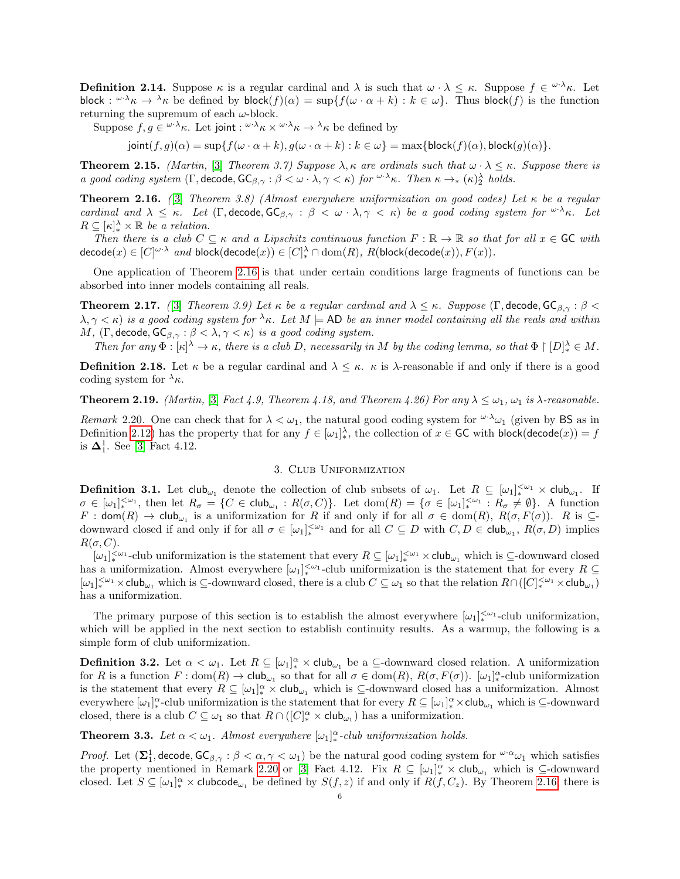**Definition 2.14.** Suppose $\kappa$ is a regular cardinal and $\lambda$ is such that $\omega \cdot \lambda \leq \kappa$. Suppose $f \in {}^{\omega\cdot\lambda}\kappa$. Let $\mathsf{block} : {}^{\omega\cdot\lambda}\kappa \to {}^{\lambda}\kappa$ be defined by $\mathsf{block}(f)(\alpha) = \sup\{f(\omega \cdot \alpha + k) : k \in \omega\}$. Thus $\mathsf{block}(f)$ is the function returning the supremum of each $\omega$-block.

Suppose $f, g \in {}^{\omega\cdot\lambda}\kappa$. Let $\mathsf{joint} : {}^{\omega\cdot\lambda}\kappa \times {}^{\omega\cdot\lambda}\kappa \to {}^{\lambda}\kappa$ be defined by

$$\mathsf{joint}(f, g)(\alpha) = \sup\{f(\omega \cdot \alpha + k), g(\omega \cdot \alpha + k) : k \in \omega\} = \max\{\mathsf{block}(f)(\alpha), \mathsf{block}(g)(\alpha)\}.$$

**Theorem 2.15.** *(Martin, [3] Theorem 3.7) Suppose $\lambda, \kappa$ are ordinals such that $\omega \cdot \lambda \leq \kappa$. Suppose there is a good coding system $(\Gamma, \mathsf{decode}, \mathsf{GC}_{\beta,\gamma} : \beta < \omega \cdot \lambda, \gamma < \kappa)$ for ${}^{\omega\cdot\lambda}\kappa$. Then $\kappa \to_* (\kappa)^{\lambda}_2$ holds.*

**Theorem 2.16.** *([3] Theorem 3.8) (Almost everywhere uniformization on good codes) Let $\kappa$ be a regular cardinal and $\lambda \leq \kappa$. Let $(\Gamma, \mathsf{decode}, \mathsf{GC}_{\beta,\gamma} : \beta < \omega \cdot \lambda, \gamma < \kappa)$ be a good coding system for ${}^{\omega\cdot\lambda}\kappa$. Let $R \subseteq [\kappa]^{\lambda}_* \times \mathbb{R}$ be a relation.*

*Then there is a club $C \subseteq \kappa$ and a Lipschitz continuous function $F : \mathbb{R} \to \mathbb{R}$ so that for all $x \in \mathsf{GC}$ with $\mathsf{decode}(x) \in [C]^{\omega\cdot\lambda}$ and $\mathsf{block}(\mathsf{decode}(x)) \in [C]^{\lambda}_* \cap \mathrm{dom}(R)$, $R(\mathsf{block}(\mathsf{decode}(x)), F(x))$.*

One application of Theorem 2.16 is that under certain conditions large fragments of functions can be absorbed into inner models containing all reals.

**Theorem 2.17.** *([3] Theorem 3.9) Let $\kappa$ be a regular cardinal and $\lambda \leq \kappa$. Suppose $(\Gamma, \mathsf{decode}, \mathsf{GC}_{\beta,\gamma} : \beta < \lambda, \gamma < \kappa)$ is a good coding system for ${}^{\lambda}\kappa$. Let $M \models \mathsf{AD}$ be an inner model containing all the reals and within $M$, $(\Gamma, \mathsf{decode}, \mathsf{GC}_{\beta,\gamma} : \beta < \lambda, \gamma < \kappa)$ is a good coding system.*

*Then for any $\Phi : [\kappa]^{\lambda} \to \kappa$, there is a club $D$, necessarily in $M$ by the coding lemma, so that $\Phi \restriction [D]^{\lambda}_* \in M$.*

**Definition 2.18.** Let $\kappa$ be a regular cardinal and $\lambda \leq \kappa$. $\kappa$ is $\lambda$-reasonable if and only if there is a good coding system for ${}^{\lambda}\kappa$.

**Theorem 2.19.** *(Martin, [3] Fact 4.9, Theorem 4.18, and Theorem 4.26) For any $\lambda \leq \omega_1$, $\omega_1$ is $\lambda$-reasonable.*

*Remark* 2.20. One can check that for $\lambda < \omega_1$, the natural good coding system for ${}^{\omega\cdot\lambda}\omega_1$ (given by $\mathsf{BS}$ as in Definition 2.12) has the property that for any $f \in [\omega_1]^{\lambda}_*$, the collection of $x \in \mathsf{GC}$ with $\mathsf{block}(\mathsf{decode}(x)) = f$ is $\mathbf{\Delta}^1_1$. See [3] Fact 4.12.

## 3. Club Uniformization

**Definition 3.1.** Let $\mathsf{club}_{\omega_1}$ denote the collection of club subsets of $\omega_1$. Let $R \subseteq [\omega_1]^{<\omega_1}_* \times \mathsf{club}_{\omega_1}$. If $\sigma \in [\omega_1]^{<\omega_1}_*$, then let $R_\sigma = \{C \in \mathsf{club}_{\omega_1} : R(\sigma, C)\}$. Let $\mathrm{dom}(R) = \{\sigma \in [\omega_1]^{<\omega_1}_* : R_\sigma \neq \emptyset\}$. A function $F : \mathsf{dom}(R) \to \mathsf{club}_{\omega_1}$ is a uniformization for $R$ if and only if for all $\sigma \in \mathrm{dom}(R)$, $R(\sigma, F(\sigma))$. $R$ is $\subseteq$-downward closed if and only if for all $\sigma \in [\omega_1]^{<\omega_1}_*$ and for all $C \subseteq D$ with $C, D \in \mathsf{club}_{\omega_1}$, $R(\sigma, D)$ implies $R(\sigma, C)$.

$[\omega_1]^{<\omega_1}_*$-club uniformization is the statement that every $R \subseteq [\omega_1]^{<\omega_1}_* \times \mathsf{club}_{\omega_1}$ which is $\subseteq$-downward closed has a uniformization. Almost everywhere $[\omega_1]^{<\omega_1}_*$-club uniformization is the statement that for every $R \subseteq [\omega_1]^{<\omega_1}_* \times \mathsf{club}_{\omega_1}$ which is $\subseteq$-downward closed, there is a club $C \subseteq \omega_1$ so that the relation $R \cap ([C]^{<\omega_1}_* \times \mathsf{club}_{\omega_1})$ has a uniformization.

The primary purpose of this section is to establish the almost everywhere $[\omega_1]^{<\omega_1}_*$-club uniformization, which will be applied in the next section to establish continuity results. As a warmup, the following is a simple form of club uniformization.

**Definition 3.2.** Let $\alpha < \omega_1$. Let $R \subseteq [\omega_1]^{\alpha}_* \times \mathsf{club}_{\omega_1}$ be a $\subseteq$-downward closed relation. A uniformization for $R$ is a function $F : \mathrm{dom}(R) \to \mathsf{club}_{\omega_1}$ so that for all $\sigma \in \mathrm{dom}(R)$, $R(\sigma, F(\sigma))$. $[\omega_1]^{\alpha}_*$-club uniformization is the statement that every $R \subseteq [\omega_1]^{\alpha}_* \times \mathsf{club}_{\omega_1}$ which is $\subseteq$-downward closed has a uniformization. Almost everywhere $[\omega_1]^{\alpha}_*$-club uniformization is the statement that for every $R \subseteq [\omega_1]^{\alpha}_* \times \mathsf{club}_{\omega_1}$ which is $\subseteq$-downward closed, there is a club $C \subseteq \omega_1$ so that $R \cap ([C]^{\alpha}_* \times \mathsf{club}_{\omega_1})$ has a uniformization.

**Theorem 3.3.** *Let $\alpha < \omega_1$. Almost everywhere $[\omega_1]^{\alpha}_*$-club uniformization holds.*

*Proof.* Let $(\mathbf{\Sigma}^1_1, \mathsf{decode}, \mathsf{GC}_{\beta,\gamma} : \beta < \alpha, \gamma < \omega_1)$ be the natural good coding system for ${}^{\omega\cdot\alpha}\omega_1$ which satisfies the property mentioned in Remark 2.20 or [3] Fact 4.12. Fix $R \subseteq [\omega_1]^{\alpha}_* \times \mathsf{club}_{\omega_1}$ which is $\subseteq$-downward closed. Let $S \subseteq [\omega_1]^{\alpha}_* \times \mathsf{clubcode}_{\omega_1}$ be defined by $S(f, z)$ if and only if $R(f, C_z)$. By Theorem 2.16 there is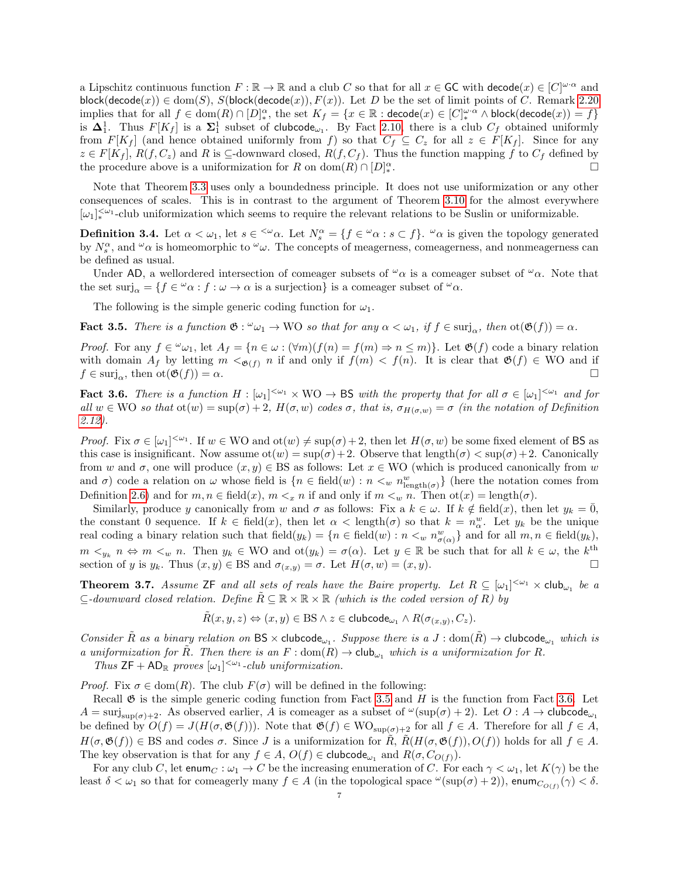a Lipschitz continuous function $F : \mathbb{R} \to \mathbb{R}$ and a club $C$ so that for all $x \in \mathsf{GC}$ with $\mathsf{decode}(x) \in [C]^{\omega \cdot \alpha}$ and $\mathsf{block}(\mathsf{decode}(x)) \in \mathrm{dom}(S)$, $S(\mathsf{block}(\mathsf{decode}(x)), F(x))$. Let $D$ be the set of limit points of $C$. Remark 2.20 implies that for all $f \in \mathrm{dom}(R) \cap [D]^{\alpha}_{*}$, the set $K_f = \{x \in \mathbb{R} : \mathsf{decode}(x) \in [C]^{\omega\cdot\alpha}_{*} \wedge \mathsf{block}(\mathsf{decode}(x)) = f\}$ is $\mathbf{\Delta}^1_1$. Thus $F[K_f]$ is a $\mathbf{\Sigma}^1_1$ subset of $\mathsf{clubcode}_{\omega_1}$. By Fact 2.10, there is a club $C_f$ obtained uniformly from $F[K_f]$ (and hence obtained uniformly from $f$) so that $C_f \subseteq C_z$ for all $z \in F[K_f]$. Since for any $z \in F[K_f]$, $R(f, C_z)$ and $R$ is $\subseteq$-downward closed, $R(f, C_f)$. Thus the function mapping $f$ to $C_f$ defined by the procedure above is a uniformization for $R$ on $\mathrm{dom}(R) \cap [D]^{\alpha}_{*}$. □

Note that Theorem 3.3 uses only a boundedness principle. It does not use uniformization or any other consequences of scales. This is in contrast to the argument of Theorem 3.10 for the almost everywhere $[\omega_1]^{<\omega_1}_{*}$-club uniformization which seems to require the relevant relations to be Suslin or uniformizable.

**Definition 3.4.** Let $\alpha < \omega_1$, let $s \in {}^{<\omega}\alpha$. Let $N^{\alpha}_s = \{f \in {}^{\omega}\alpha : s \subset f\}$. ${}^{\omega}\alpha$ is given the topology generated by $N^{\alpha}_s$, and ${}^{\omega}\alpha$ is homeomorphic to ${}^{\omega}\omega$. The concepts of meagerness, comeagerness, and nonmeagerness can be defined as usual.

Under $\mathsf{AD}$, a wellordered intersection of comeager subsets of ${}^{\omega}\alpha$ is a comeager subset of ${}^{\omega}\alpha$. Note that the set $\mathrm{surj}_{\alpha} = \{f \in {}^{\omega}\alpha : f : \omega \to \alpha \text{ is a surjection}\}$ is a comeager subset of ${}^{\omega}\alpha$.

The following is the simple generic coding function for $\omega_1$.

**Fact 3.5.** *There is a function $\mathfrak{G} : {}^{\omega}\omega_1 \to \mathrm{WO}$ so that for any $\alpha < \omega_1$, if $f \in \mathrm{surj}_{\alpha}$, then $\mathrm{ot}(\mathfrak{G}(f)) = \alpha$.*

*Proof.* For any $f \in {}^{\omega}\omega_1$, let $A_f = \{n \in \omega : (\forall m)(f(n) = f(m) \Rightarrow n \leq m)\}$. Let $\mathfrak{G}(f)$ code a binary relation with domain $A_f$ by letting $m <_{\mathfrak{G}(f)} n$ if and only if $f(m) < f(n)$. It is clear that $\mathfrak{G}(f) \in \mathrm{WO}$ and if $f \in \mathrm{surj}_{\alpha}$, then $\mathrm{ot}(\mathfrak{G}(f)) = \alpha$. □

**Fact 3.6.** *There is a function $H : [\omega_1]^{<\omega_1} \times \mathrm{WO} \to \mathsf{BS}$ with the property that for all $\sigma \in [\omega_1]^{<\omega_1}$ and for all $w \in \mathrm{WO}$ so that $\mathrm{ot}(w) = \sup(\sigma) + 2$, $H(\sigma, w)$ codes $\sigma$, that is, $\sigma_{H(\sigma,w)} = \sigma$ (in the notation of Definition 2.12).*

*Proof.* Fix $\sigma \in [\omega_1]^{<\omega_1}$. If $w \in \mathrm{WO}$ and $\mathrm{ot}(w) \neq \sup(\sigma) + 2$, then let $H(\sigma, w)$ be some fixed element of $\mathsf{BS}$ as this case is insignificant. Now assume $\mathrm{ot}(w) = \sup(\sigma)+2$. Observe that $\mathrm{length}(\sigma) < \sup(\sigma)+2$. Canonically from $w$ and $\sigma$, one will produce $(x, y) \in \mathsf{BS}$ as follows: Let $x \in \mathrm{WO}$ (which is produced canonically from $w$ and $\sigma$) code a relation on $\omega$ whose field is $\{n \in \mathrm{field}(w) : n <_w n^w_{\mathrm{length}(\sigma)}\}$ (here the notation comes from Definition 2.6) and for $m, n \in \mathrm{field}(x)$, $m <_x n$ if and only if $m <_w n$. Then $\mathrm{ot}(x) = \mathrm{length}(\sigma)$.

Similarly, produce $y$ canonically from $w$ and $\sigma$ as follows: Fix a $k \in \omega$. If $k \notin \mathrm{field}(x)$, then let $y_k = \bar{0}$, the constant 0 sequence. If $k \in \mathrm{field}(x)$, then let $\alpha < \mathrm{length}(\sigma)$ so that $k = n^w_{\alpha}$. Let $y_k$ be the unique real coding a binary relation such that $\mathrm{field}(y_k) = \{n \in \mathrm{field}(w) : n <_w n^w_{\sigma(\alpha)}\}$ and for all $m, n \in \mathrm{field}(y_k)$, $m <_{y_k} n \Leftrightarrow m <_w n$. Then $y_k \in \mathrm{WO}$ and $\mathrm{ot}(y_k) = \sigma(\alpha)$. Let $y \in \mathbb{R}$ be such that for all $k \in \omega$, the $k^{\text{th}}$ section of $y$ is $y_k$. Thus $(x, y) \in \mathsf{BS}$ and $\sigma_{(x,y)} = \sigma$. Let $H(\sigma, w) = (x, y)$. □

**Theorem 3.7.** *Assume $\mathsf{ZF}$ and all sets of reals have the Baire property. Let $R \subseteq [\omega_1]^{<\omega_1} \times \mathsf{club}_{\omega_1}$ be a $\subseteq$-downward closed relation. Define $\tilde{R} \subseteq \mathbb{R} \times \mathbb{R} \times \mathbb{R}$ (which is the coded version of $R$) by*

$$\tilde{R}(x, y, z) \Leftrightarrow (x, y) \in \mathsf{BS} \wedge z \in \mathsf{clubcode}_{\omega_1} \wedge R(\sigma_{(x,y)}, C_z).$$

*Consider $\tilde{R}$ as a binary relation on $\mathsf{BS} \times \mathsf{clubcode}_{\omega_1}$. Suppose there is a $J : \mathrm{dom}(\tilde{R}) \to \mathsf{clubcode}_{\omega_1}$ which is a uniformization for $\tilde{R}$. Then there is an $F : \mathrm{dom}(R) \to \mathsf{club}_{\omega_1}$ which is a uniformization for $R$.*

*Thus $\mathsf{ZF} + \mathsf{AD}_{\mathbb{R}}$ proves $[\omega_1]^{<\omega_1}$-club uniformization.*

*Proof.* Fix $\sigma \in \mathrm{dom}(R)$. The club $F(\sigma)$ will be defined in the following:

Recall $\mathfrak{G}$ is the simple generic coding function from Fact 3.5 and $H$ is the function from Fact 3.6. Let $A = \mathrm{surj}_{\sup(\sigma)+2}$. As observed earlier, $A$ is comeager as a subset of ${}^{\omega}(\sup(\sigma) + 2)$. Let $O : A \to \mathsf{clubcode}_{\omega_1}$ be defined by $O(f) = J(H(\sigma, \mathfrak{G}(f)))$. Note that $\mathfrak{G}(f) \in \mathrm{WO}_{\sup(\sigma)+2}$ for all $f \in A$. Therefore for all $f \in A$, $H(\sigma, \mathfrak{G}(f)) \in \mathsf{BS}$ and codes $\sigma$. Since $J$ is a uniformization for $\tilde{R}$, $\tilde{R}(H(\sigma, \mathfrak{G}(f)), O(f))$ holds for all $f \in A$. The key observation is that for any $f \in A$, $O(f) \in \mathsf{clubcode}_{\omega_1}$ and $R(\sigma, C_{O(f)})$.

For any club $C$, let $\mathsf{enum}_C : \omega_1 \to C$ be the increasing enumeration of $C$. For each $\gamma < \omega_1$, let $K(\gamma)$ be the least $\delta < \omega_1$ so that for comeagerly many $f \in A$ (in the topological space ${}^{\omega}(\sup(\sigma) + 2)$), $\mathsf{enum}_{C_{O(f)}}(\gamma) < \delta$.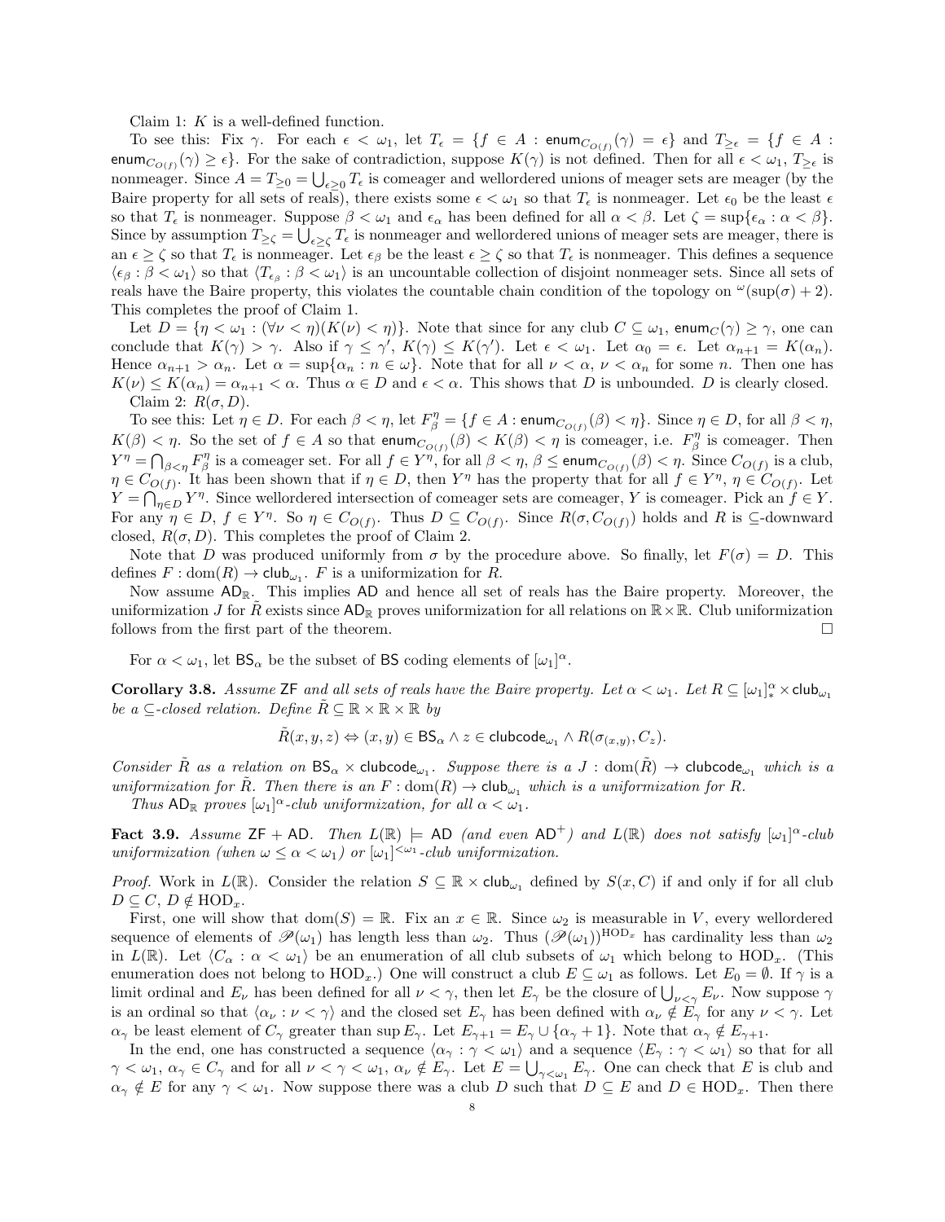Claim 1: $K$ is a well-defined function.

To see this: Fix $\gamma$. For each $\epsilon < \omega_1$, let $T_\epsilon = \{f \in A : \mathsf{enum}_{C_{O(f)}}(\gamma) = \epsilon\}$ and $T_{\geq \epsilon} = \{f \in A : \mathsf{enum}_{C_{O(f)}}(\gamma) \geq \epsilon\}$. For the sake of contradiction, suppose $K(\gamma)$ is not defined. Then for all $\epsilon < \omega_1$, $T_{\geq\epsilon}$ is nonmeager. Since $A = T_{\geq 0} = \bigcup_{\epsilon \geq 0} T_\epsilon$ is comeager and wellordered unions of meager sets are meager (by the Baire property for all sets of reals), there exists some $\epsilon < \omega_1$ so that $T_\epsilon$ is nonmeager. Let $\epsilon_0$ be the least $\epsilon$ so that $T_\epsilon$ is nonmeager. Suppose $\beta < \omega_1$ and $\epsilon_\alpha$ has been defined for all $\alpha < \beta$. Let $\zeta = \sup\{\epsilon_\alpha : \alpha < \beta\}$. Since by assumption $T_{\geq\zeta} = \bigcup_{\epsilon\geq\zeta} T_\epsilon$ is nonmeager and wellordered unions of meager sets are meager, there is an $\epsilon \geq \zeta$ so that $T_\epsilon$ is nonmeager. Let $\epsilon_\beta$ be the least $\epsilon \geq \zeta$ so that $T_\epsilon$ is nonmeager. This defines a sequence $\langle \epsilon_\beta : \beta < \omega_1\rangle$ so that $\langle T_{\epsilon_\beta} : \beta < \omega_1\rangle$ is an uncountable collection of disjoint nonmeager sets. Since all sets of reals have the Baire property, this violates the countable chain condition of the topology on ${}^\omega(\sup(\sigma) + 2)$. This completes the proof of Claim 1.

Let $D = \{\eta < \omega_1 : (\forall \nu < \eta)(K(\nu) < \eta)\}$. Note that since for any club $C \subseteq \omega_1$, $\mathsf{enum}_C(\gamma) \geq \gamma$, one can conclude that $K(\gamma) > \gamma$. Also if $\gamma \leq \gamma'$, $K(\gamma) \leq K(\gamma')$. Let $\epsilon < \omega_1$. Let $\alpha_0 = \epsilon$. Let $\alpha_{n+1} = K(\alpha_n)$. Hence $\alpha_{n+1} > \alpha_n$. Let $\alpha = \sup\{\alpha_n : n \in \omega\}$. Note that for all $\nu < \alpha$, $\nu < \alpha_n$ for some $n$. Then one has $K(\nu) \leq K(\alpha_n) = \alpha_{n+1} < \alpha$. Thus $\alpha \in D$ and $\epsilon < \alpha$. This shows that $D$ is unbounded. $D$ is clearly closed.

Claim 2: $R(\sigma, D)$.

To see this: Let $\eta \in D$. For each $\beta < \eta$, let $F^\eta_\beta = \{f \in A : \mathsf{enum}_{C_{O(f)}}(\beta) < \eta\}$. Since $\eta \in D$, for all $\beta < \eta$, $K(\beta) < \eta$. So the set of $f \in A$ so that $\mathsf{enum}_{C_{O(f)}}(\beta) < K(\beta) < \eta$ is comeager, i.e. $F^\eta_\beta$ is comeager. Then $Y^\eta = \bigcap_{\beta<\eta} F^\eta_\beta$ is a comeager set. For all $f \in Y^\eta$, for all $\beta < \eta$, $\beta \leq \mathsf{enum}_{C_{O(f)}}(\beta) < \eta$. Since $C_{O(f)}$ is a club, $\eta \in C_{O(f)}$. It has been shown that if $\eta \in D$, then $Y^\eta$ has the property that for all $f \in Y^\eta$, $\eta \in C_{O(f)}$. Let $Y = \bigcap_{\eta\in D} Y^\eta$. Since wellordered intersection of comeager sets are comeager, $Y$ is comeager. Pick an $f \in Y$. For any $\eta \in D$, $f \in Y^\eta$. So $\eta \in C_{O(f)}$. Thus $D \subseteq C_{O(f)}$. Since $R(\sigma, C_{O(f)})$ holds and $R$ is $\subseteq$-downward closed, $R(\sigma, D)$. This completes the proof of Claim 2.

Note that $D$ was produced uniformly from $\sigma$ by the procedure above. So finally, let $F(\sigma) = D$. This defines $F : \mathrm{dom}(R) \to \mathsf{club}_{\omega_1}$. $F$ is a uniformization for $R$.

Now assume $\mathsf{AD}_\mathbb{R}$. This implies $\mathsf{AD}$ and hence all set of reals has the Baire property. Moreover, the uniformization $J$ for $\tilde{R}$ exists since $\mathsf{AD}_\mathbb{R}$ proves uniformization for all relations on $\mathbb{R}\times\mathbb{R}$. Club uniformization follows from the first part of the theorem. $\square$

For $\alpha < \omega_1$, let $\mathsf{BS}_\alpha$ be the subset of $\mathsf{BS}$ coding elements of $[\omega_1]^\alpha$.

**Corollary 3.8.** *Assume* $\mathsf{ZF}$ *and all sets of reals have the Baire property. Let* $\alpha < \omega_1$. *Let* $R \subseteq [\omega_1]^\alpha_* \times \mathsf{club}_{\omega_1}$ *be a* $\subseteq$*-closed relation. Define* $\tilde{R} \subseteq \mathbb{R}\times\mathbb{R}\times\mathbb{R}$ *by*

$$\tilde{R}(x, y, z) \Leftrightarrow (x, y) \in \mathsf{BS}_\alpha \wedge z \in \mathsf{clubcode}_{\omega_1} \wedge R(\sigma_{(x,y)}, C_z).$$

*Consider* $\tilde{R}$ *as a relation on* $\mathsf{BS}_\alpha \times \mathsf{clubcode}_{\omega_1}$. *Suppose there is a* $J : \mathrm{dom}(\tilde{R}) \to \mathsf{clubcode}_{\omega_1}$ *which is a uniformization for* $\tilde{R}$. *Then there is an* $F : \mathrm{dom}(R) \to \mathsf{club}_{\omega_1}$ *which is a uniformization for* $R$.

*Thus* $\mathsf{AD}_\mathbb{R}$ *proves* $[\omega_1]^\alpha$*-club uniformization, for all* $\alpha < \omega_1$.

**Fact 3.9.** *Assume* $\mathsf{ZF} + \mathsf{AD}$. *Then* $L(\mathbb{R}) \models \mathsf{AD}$ *(and even* $\mathsf{AD}^+$*) and* $L(\mathbb{R})$ *does not satisfy* $[\omega_1]^\alpha$*-club uniformization (when* $\omega \leq \alpha < \omega_1$*) or* $[\omega_1]^{<\omega_1}$*-club uniformization.*

*Proof.* Work in $L(\mathbb{R})$. Consider the relation $S \subseteq \mathbb{R}\times\mathsf{club}_{\omega_1}$ defined by $S(x, C)$ if and only if for all club $D \subseteq C$, $D \notin \mathrm{HOD}_x$.

First, one will show that $\mathrm{dom}(S) = \mathbb{R}$. Fix an $x \in \mathbb{R}$. Since $\omega_2$ is measurable in $V$, every wellordered sequence of elements of $\mathscr{P}(\omega_1)$ has length less than $\omega_2$. Thus $(\mathscr{P}(\omega_1))^{\mathrm{HOD}_x}$ has cardinality less than $\omega_2$ in $L(\mathbb{R})$. Let $\langle C_\alpha : \alpha < \omega_1\rangle$ be an enumeration of all club subsets of $\omega_1$ which belong to $\mathrm{HOD}_x$. (This enumeration does not belong to $\mathrm{HOD}_x$.) One will construct a club $E \subseteq \omega_1$ as follows. Let $E_0 = \emptyset$. If $\gamma$ is a limit ordinal and $E_\nu$ has been defined for all $\nu < \gamma$, then let $E_\gamma$ be the closure of $\bigcup_{\nu<\gamma} E_\nu$. Now suppose $\gamma$ is an ordinal so that $\langle \alpha_\nu : \nu < \gamma\rangle$ and the closed set $E_\gamma$ has been defined with $\alpha_\nu \notin E_\gamma$ for any $\nu < \gamma$. Let $\alpha_\gamma$ be least element of $C_\gamma$ greater than $\sup E_\gamma$. Let $E_{\gamma+1} = E_\gamma \cup \{\alpha_\gamma + 1\}$. Note that $\alpha_\gamma \notin E_{\gamma+1}$.

In the end, one has constructed a sequence $\langle \alpha_\gamma : \gamma < \omega_1\rangle$ and a sequence $\langle E_\gamma : \gamma < \omega_1\rangle$ so that for all $\gamma < \omega_1$, $\alpha_\gamma \in C_\gamma$ and for all $\nu < \gamma < \omega_1$, $\alpha_\nu \notin E_\gamma$. Let $E = \bigcup_{\gamma<\omega_1} E_\gamma$. One can check that $E$ is club and $\alpha_\gamma \notin E$ for any $\gamma < \omega_1$. Now suppose there was a club $D$ such that $D \subseteq E$ and $D \in \mathrm{HOD}_x$. Then there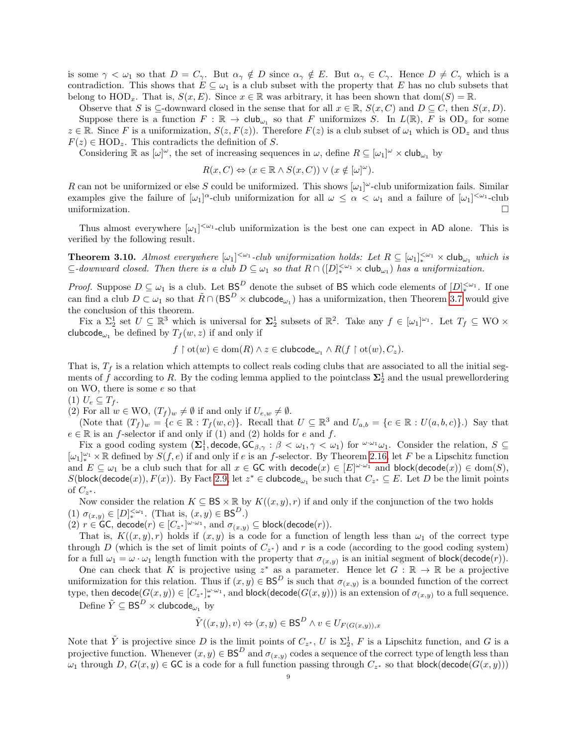is some $\gamma < \omega_1$ so that $D = C_\gamma$. But $\alpha_\gamma \notin D$ since $\alpha_\gamma \notin E$. But $\alpha_\gamma \in C_\gamma$. Hence $D \neq C_\gamma$ which is a contradiction. This shows that $E \subseteq \omega_1$ is a club subset with the property that $E$ has no club subsets that belong to $\mathrm{HOD}_x$. That is, $S(x, E)$. Since $x \in \mathbb{R}$ was arbitrary, it has been shown that $\mathrm{dom}(S) = \mathbb{R}$.

Observe that $S$ is $\subseteq$-downward closed in the sense that for all $x \in \mathbb{R}$, $S(x, C)$ and $D \subseteq C$, then $S(x, D)$.

Suppose there is a function $F : \mathbb{R} \to \mathsf{club}_{\omega_1}$ so that $F$ uniformizes $S$. In $L(\mathbb{R})$, $F$ is $\mathrm{OD}_z$ for some $z \in \mathbb{R}$. Since $F$ is a uniformization, $S(z, F(z))$. Therefore $F(z)$ is a club subset of $\omega_1$ which is $\mathrm{OD}_z$ and thus $F(z) \in \mathrm{HOD}_z$. This contradicts the definition of $S$.

Considering $\mathbb{R}$ as $[\omega]^\omega$, the set of increasing sequences in $\omega$, define $R \subseteq [\omega_1]^\omega \times \mathsf{club}_{\omega_1}$ by

$$R(x, C) \Leftrightarrow (x \in \mathbb{R} \wedge S(x, C)) \vee (x \notin [\omega]^\omega).$$

$R$ can not be uniformized or else $S$ could be uniformized. This shows $[\omega_1]^\omega$-club uniformization fails. Similar examples give the failure of $[\omega_1]^\alpha$-club uniformization for all $\omega \leq \alpha < \omega_1$ and a failure of $[\omega_1]^{<\omega_1}$-club uniformization. $\square$

Thus almost everywhere $[\omega_1]^{<\omega_1}$-club uniformization is the best one can expect in $\mathsf{AD}$ alone. This is verified by the following result.

**Theorem 3.10.** *Almost everywhere $[\omega_1]^{<\omega_1}$-club uniformization holds: Let $R \subseteq [\omega_1]^{<\omega_1}_* \times \mathsf{club}_{\omega_1}$ which is $\subseteq$-downward closed. Then there is a club $D \subseteq \omega_1$ so that $R \cap ([D]^{<\omega_1}_* \times \mathsf{club}_{\omega_1})$ has a uniformization.*

*Proof.* Suppose $D \subseteq \omega_1$ is a club. Let $\mathsf{BS}^D$ denote the subset of $\mathsf{BS}$ which code elements of $[D]^{<\omega_1}_*$. If one can find a club $D \subset \omega_1$ so that $\tilde{R} \cap (\mathsf{BS}^D \times \mathsf{clubcode}_{\omega_1})$ has a uniformization, then Theorem 3.7 would give the conclusion of this theorem.

Fix a $\Sigma^1_2$ set $U \subseteq \mathbb{R}^3$ which is universal for $\mathbf{\Sigma}^1_2$ subsets of $\mathbb{R}^2$. Take any $f \in [\omega_1]^{\omega_1}$. Let $T_f \subseteq \mathrm{WO} \times \mathsf{clubcode}_{\omega_1}$ be defined by $T_f(w, z)$ if and only if

$$f \restriction \mathrm{ot}(w) \in \mathrm{dom}(R) \wedge z \in \mathsf{clubcode}_{\omega_1} \wedge R(f \restriction \mathrm{ot}(w), C_z).$$

That is, $T_f$ is a relation which attempts to collect reals coding clubs that are associated to all the initial segments of $f$ according to $R$. By the coding lemma applied to the pointclass $\mathbf{\Sigma}^1_2$ and the usual prewellordering on WO, there is some $e$ so that

(1) $U_e \subseteq T_f$.
(2) For all $w \in \mathrm{WO}$, $(T_f)_w \neq \emptyset$ if and only if $U_{e,w} \neq \emptyset$.

(Note that $(T_f)_w = \{c \in \mathbb{R} : T_f(w, c)\}$. Recall that $U \subseteq \mathbb{R}^3$ and $U_{a,b} = \{c \in \mathbb{R} : U(a, b, c)\}$.) Say that $e \in \mathbb{R}$ is an $f$-selector if and only if (1) and (2) holds for $e$ and $f$.

Fix a good coding system $(\mathbf{\Sigma}^1_1, \mathsf{decode}, \mathsf{GC}_{\beta,\gamma} : \beta < \omega_1, \gamma < \omega_1)$ for ${}^{\omega\cdot\omega_1}\omega_1$. Consider the relation, $S \subseteq [\omega_1]^{\omega_1}_* \times \mathbb{R}$ defined by $S(f, e)$ if and only if $e$ is an $f$-selector. By Theorem 2.16, let $F$ be a Lipschitz function and $E \subseteq \omega_1$ be a club such that for all $x \in \mathsf{GC}$ with $\mathsf{decode}(x) \in [E]^{\omega\cdot\omega_1}$ and $\mathsf{block}(\mathsf{decode}(x)) \in \mathrm{dom}(S)$, $S(\mathsf{block}(\mathsf{decode}(x)), F(x))$. By Fact 2.9, let $z^* \in \mathsf{clubcode}_{\omega_1}$ be such that $C_{z^*} \subseteq E$. Let $D$ be the limit points of $C_{z^*}$.

Now consider the relation $K \subseteq \mathsf{BS} \times \mathbb{R}$ by $K((x, y), r)$ if and only if the conjunction of the two holds
(1) $\sigma_{(x,y)} \in [D]^{<\omega_1}_*$. (That is, $(x, y) \in \mathsf{BS}^D$.)
(2) $r \in \mathsf{GC}$, $\mathsf{decode}(r) \in [C_{z^*}]^{\omega\cdot\omega_1}$, and $\sigma_{(x,y)} \subseteq \mathsf{block}(\mathsf{decode}(r))$.

That is, $K((x, y), r)$ holds if $(x, y)$ is a code for a function of length less than $\omega_1$ of the correct type through $D$ (which is the set of limit points of $C_{z^*}$) and $r$ is a code (according to the good coding system) for a full $\omega_1 = \omega \cdot \omega_1$ length function with the property that $\sigma_{(x,y)}$ is an initial segment of $\mathsf{block}(\mathsf{decode}(r))$.

One can check that $K$ is projective using $z^*$ as a parameter. Hence let $G : \mathbb{R} \to \mathbb{R}$ be a projective uniformization for this relation. Thus if $(x, y) \in \mathsf{BS}^D$ is such that $\sigma_{(x,y)}$ is a bounded function of the correct type, then $\mathsf{decode}(G(x, y)) \in [C_{z^*}]^{\omega\cdot\omega_1}_*$, and $\mathsf{block}(\mathsf{decode}(G(x, y)))$ is an extension of $\sigma_{(x,y)}$ to a full sequence.

Define $\tilde{Y} \subseteq \mathsf{BS}^D \times \mathsf{clubcode}_{\omega_1}$ by

$$\tilde{Y}((x, y), v) \Leftrightarrow (x, y) \in \mathsf{BS}^D \wedge v \in U_{F(G(x,y)),x}$$

Note that $\tilde{Y}$ is projective since $D$ is the limit points of $C_{z^*}$, $U$ is $\Sigma^1_2$, $F$ is a Lipschitz function, and $G$ is a projective function. Whenever $(x, y) \in \mathsf{BS}^D$ and $\sigma_{(x,y)}$ codes a sequence of the correct type of length less than $\omega_1$ through $D$, $G(x, y) \in \mathsf{GC}$ is a code for a full function passing through $C_{z^*}$ so that $\mathsf{block}(\mathsf{decode}(G(x, y)))$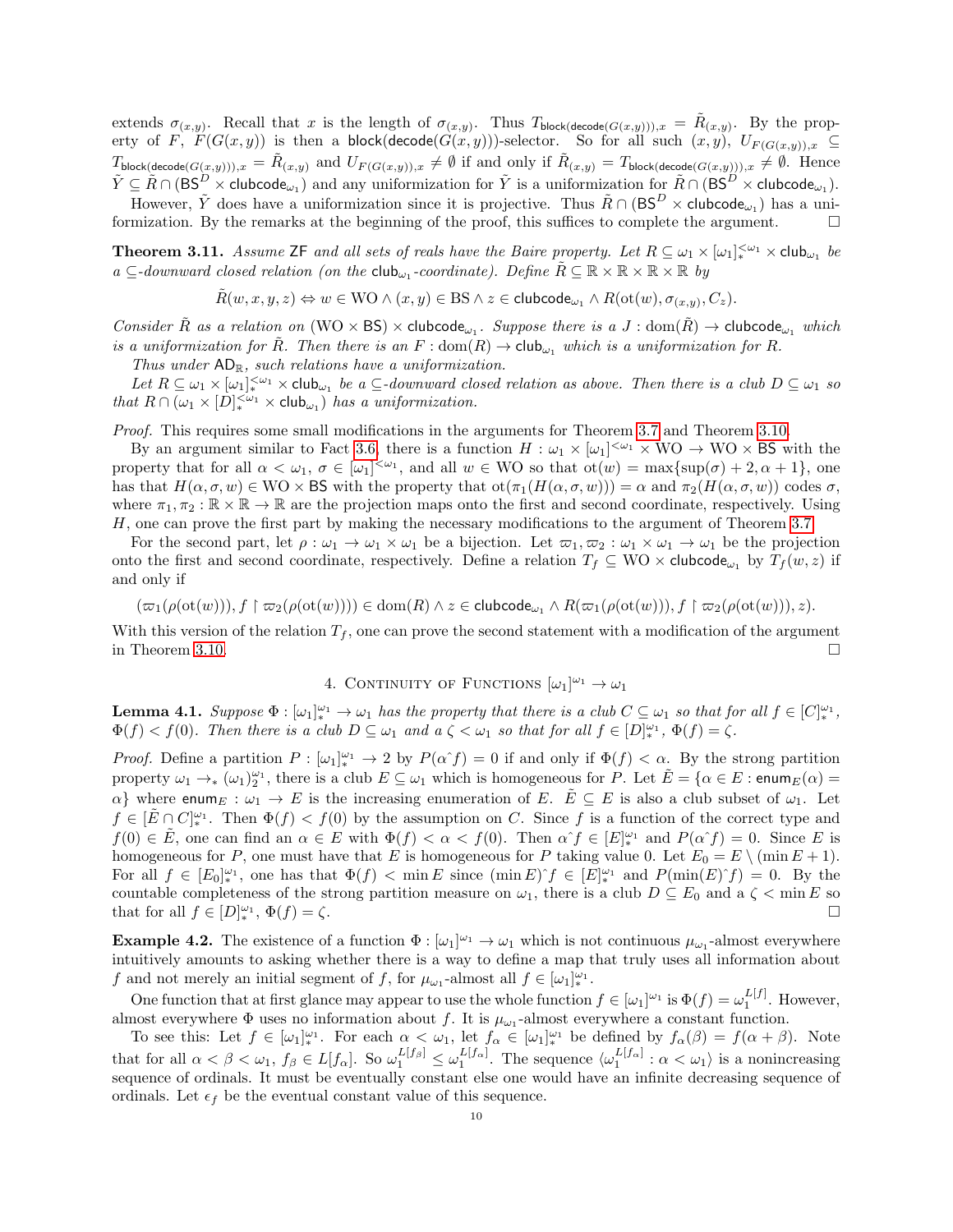extends $\sigma_{(x,y)}$. Recall that $x$ is the length of $\sigma_{(x,y)}$. Thus $T_{\mathsf{block}(\mathsf{decode}(G(x,y))),x} = \tilde{R}_{(x,y)}$. By the property of $F$, $F(G(x,y))$ is then a $\mathsf{block}(\mathsf{decode}(G(x,y)))$-selector. So for all such $(x,y)$, $U_{F(G(x,y)),x} \subseteq T_{\mathsf{block}(\mathsf{decode}(G(x,y))),x} = \tilde{R}_{(x,y)}$ and $U_{F(G(x,y)),x} \neq \emptyset$ if and only if $\tilde{R}_{(x,y)} = T_{\mathsf{block}(\mathsf{decode}(G(x,y))),x} \neq \emptyset$. Hence $\tilde{Y} \subseteq \tilde{R} \cap (\mathsf{BS}^D \times \mathsf{clubcode}_{\omega_1})$ and any uniformization for $\tilde{Y}$ is a uniformization for $\tilde{R} \cap (\mathsf{BS}^D \times \mathsf{clubcode}_{\omega_1})$.

However, $\tilde{Y}$ does have a uniformization since it is projective. Thus $\tilde{R} \cap (\mathsf{BS}^D \times \mathsf{clubcode}_{\omega_1})$ has a uniformization. By the remarks at the beginning of the proof, this suffices to complete the argument. $\square$

**Theorem 3.11.** *Assume* $\mathsf{ZF}$ *and all sets of reals have the Baire property. Let* $R \subseteq \omega_1 \times [\omega_1]^{<\omega_1}_* \times \mathsf{club}_{\omega_1}$ *be a* $\subseteq$*-downward closed relation (on the* $\mathsf{club}_{\omega_1}$*-coordinate). Define* $\tilde{R} \subseteq \mathbb{R} \times \mathbb{R} \times \mathbb{R} \times \mathbb{R}$ *by*

$$\tilde{R}(w,x,y,z) \Leftrightarrow w \in \mathrm{WO} \wedge (x,y) \in \mathrm{BS} \wedge z \in \mathsf{clubcode}_{\omega_1} \wedge R(\mathrm{ot}(w), \sigma_{(x,y)}, C_z).$$

*Consider* $\tilde{R}$ *as a relation on* $(\mathrm{WO} \times \mathsf{BS}) \times \mathsf{clubcode}_{\omega_1}$*. Suppose there is a* $J : \mathrm{dom}(\tilde{R}) \to \mathsf{clubcode}_{\omega_1}$ *which is a uniformization for* $\tilde{R}$*. Then there is an* $F : \mathrm{dom}(R) \to \mathsf{club}_{\omega_1}$ *which is a uniformization for* $R$*.*

*Thus under* $\mathsf{AD}_{\mathbb{R}}$*, such relations have a uniformization.*

*Let* $R \subseteq \omega_1 \times [\omega_1]^{<\omega_1}_* \times \mathsf{club}_{\omega_1}$ *be a* $\subseteq$*-downward closed relation as above. Then there is a club* $D \subseteq \omega_1$ *so that* $R \cap (\omega_1 \times [D]^{<\omega_1}_* \times \mathsf{club}_{\omega_1})$ *has a uniformization.*

*Proof.* This requires some small modifications in the arguments for Theorem 3.7 and Theorem 3.10.

By an argument similar to Fact 3.6, there is a function $H : \omega_1 \times [\omega_1]^{<\omega_1} \times \mathrm{WO} \to \mathrm{WO} \times \mathsf{BS}$ with the property that for all $\alpha < \omega_1$, $\sigma \in [\omega_1]^{<\omega_1}$, and all $w \in \mathrm{WO}$ so that $\mathrm{ot}(w) = \max\{\sup(\sigma) + 2, \alpha + 1\}$, one has that $H(\alpha, \sigma, w) \in \mathrm{WO} \times \mathsf{BS}$ with the property that $\mathrm{ot}(\pi_1(H(\alpha,\sigma,w))) = \alpha$ and $\pi_2(H(\alpha,\sigma,w))$ codes $\sigma$, where $\pi_1, \pi_2 : \mathbb{R} \times \mathbb{R} \to \mathbb{R}$ are the projection maps onto the first and second coordinate, respectively. Using $H$, one can prove the first part by making the necessary modifications to the argument of Theorem 3.7.

For the second part, let $\rho : \omega_1 \to \omega_1 \times \omega_1$ be a bijection. Let $\varpi_1, \varpi_2 : \omega_1 \times \omega_1 \to \omega_1$ be the projection onto the first and second coordinate, respectively. Define a relation $T_f \subseteq \mathrm{WO} \times \mathsf{clubcode}_{\omega_1}$ by $T_f(w,z)$ if and only if

$$(\varpi_1(\rho(\mathrm{ot}(w))), f \restriction \varpi_2(\rho(\mathrm{ot}(w)))) \in \mathrm{dom}(R) \wedge z \in \mathsf{clubcode}_{\omega_1} \wedge R(\varpi_1(\rho(\mathrm{ot}(w))), f \restriction \varpi_2(\rho(\mathrm{ot}(w))), z).$$

With this version of the relation $T_f$, one can prove the second statement with a modification of the argument in Theorem 3.10. $\square$

## 4. Continuity of Functions $[\omega_1]^{\omega_1} \to \omega_1$

**Lemma 4.1.** *Suppose* $\Phi : [\omega_1]^{\omega_1}_* \to \omega_1$ *has the property that there is a club* $C \subseteq \omega_1$ *so that for all* $f \in [C]^{\omega_1}_*$*,* $\Phi(f) < f(0)$*. Then there is a club* $D \subseteq \omega_1$ *and a* $\zeta < \omega_1$ *so that for all* $f \in [D]^{\omega_1}_*$*,* $\Phi(f) = \zeta$*.*

*Proof.* Define a partition $P : [\omega_1]^{\omega_1}_* \to 2$ by $P(\alpha\hat{\ }f) = 0$ if and only if $\Phi(f) < \alpha$. By the strong partition property $\omega_1 \to_* (\omega_1)^{\omega_1}_2$, there is a club $E \subseteq \omega_1$ which is homogeneous for $P$. Let $\tilde{E} = \{\alpha \in E : \mathsf{enum}_E(\alpha) = \alpha\}$ where $\mathsf{enum}_E : \omega_1 \to E$ is the increasing enumeration of $E$. $\tilde{E} \subseteq E$ is also a club subset of $\omega_1$. Let $f \in [\tilde{E} \cap C]^{\omega_1}_*$. Then $\Phi(f) < f(0)$ by the assumption on $C$. Since $f$ is a function of the correct type and $f(0) \in \tilde{E}$, one can find an $\alpha \in E$ with $\Phi(f) < \alpha < f(0)$. Then $\alpha\hat{\ }f \in [E]^{\omega_1}_*$ and $P(\alpha\hat{\ }f) = 0$. Since $E$ is homogeneous for $P$, one must have that $E$ is homogeneous for $P$ taking value 0. Let $E_0 = E \setminus (\min E + 1)$. For all $f \in [E_0]^{\omega_1}_*$, one has that $\Phi(f) < \min E$ since $(\min E)\hat{\ }f \in [E]^{\omega_1}_*$ and $P(\min(E)\hat{\ }f) = 0$. By the countable completeness of the strong partition measure on $\omega_1$, there is a club $D \subseteq E_0$ and a $\zeta < \min E$ so that for all $f \in [D]^{\omega_1}_*$, $\Phi(f) = \zeta$. $\square$

**Example 4.2.** The existence of a function $\Phi : [\omega_1]^{\omega_1} \to \omega_1$ which is not continuous $\mu_{\omega_1}$-almost everywhere intuitively amounts to asking whether there is a way to define a map that truly uses all information about $f$ and not merely an initial segment of $f$, for $\mu_{\omega_1}$-almost all $f \in [\omega_1]^{\omega_1}_*$.

One function that at first glance may appear to use the whole function $f \in [\omega_1]^{\omega_1}$ is $\Phi(f) = \omega_1^{L[f]}$. However, almost everywhere $\Phi$ uses no information about $f$. It is $\mu_{\omega_1}$-almost everywhere a constant function.

To see this: Let $f \in [\omega_1]^{\omega_1}_*$. For each $\alpha < \omega_1$, let $f_\alpha \in [\omega_1]^{\omega_1}_*$ be defined by $f_\alpha(\beta) = f(\alpha + \beta)$. Note that for all $\alpha < \beta < \omega_1$, $f_\beta \in L[f_\alpha]$. So $\omega_1^{L[f_\beta]} \leq \omega_1^{L[f_\alpha]}$. The sequence $\langle \omega_1^{L[f_\alpha]} : \alpha < \omega_1 \rangle$ is a nonincreasing sequence of ordinals. It must be eventually constant else one would have an infinite decreasing sequence of ordinals. Let $\epsilon_f$ be the eventual constant value of this sequence.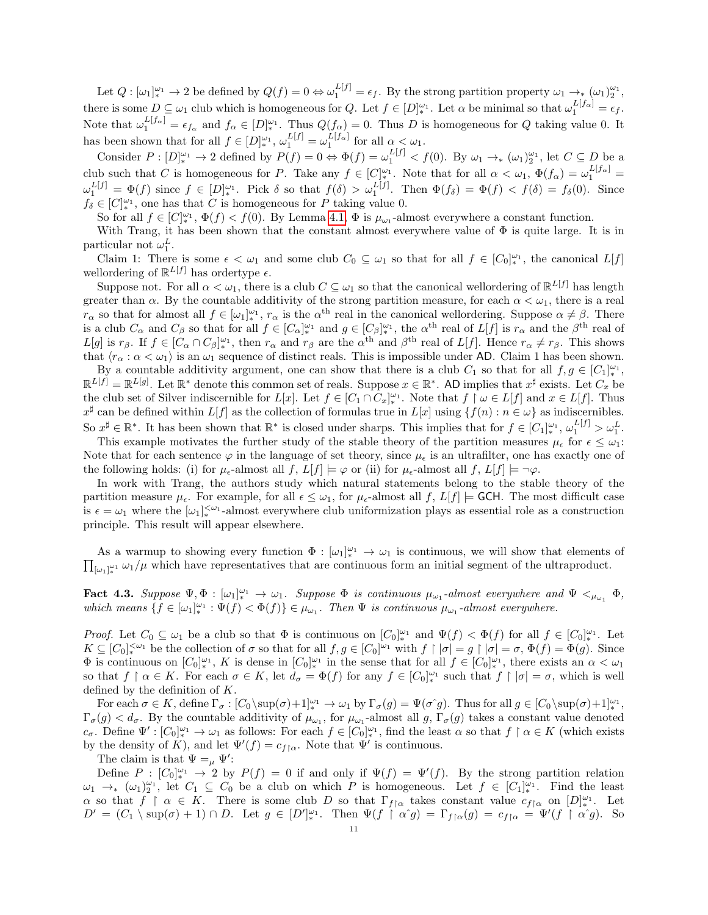Let $Q : [\omega_1]^{\omega_1}_* \to 2$ be defined by $Q(f) = 0 \Leftrightarrow \omega_1^{L[f]} = \epsilon_f$. By the strong partition property $\omega_1 \to_* (\omega_1)^{\omega_1}_2$, there is some $D \subseteq \omega_1$ club which is homogeneous for $Q$. Let $f \in [D]^{\omega_1}_*$. Let $\alpha$ be minimal so that $\omega_1^{L[f_\alpha]} = \epsilon_f$. Note that $\omega_1^{L[f_\alpha]} = \epsilon_{f_\alpha}$ and $f_\alpha \in [D]^{\omega_1}_*$. Thus $Q(f_\alpha) = 0$. Thus $D$ is homogeneous for $Q$ taking value 0. It has been shown that for all $f \in [D]^{\omega_1}_*$, $\omega_1^{L[f]} = \omega_1^{L[f_\alpha]}$ for all $\alpha < \omega_1$.

Consider $P : [D]^{\omega_1}_* \to 2$ defined by $P(f) = 0 \Leftrightarrow \Phi(f) = \omega_1^{L[f]} < f(0)$. By $\omega_1 \to_* (\omega_1)^{\omega_1}_2$, let $C \subseteq D$ be a club such that $C$ is homogeneous for $P$. Take any $f \in [C]^{\omega_1}_*$. Note that for all $\alpha < \omega_1$, $\Phi(f_\alpha) = \omega_1^{L[f_\alpha]} = \omega_1^{L[f]} = \Phi(f)$ since $f \in [D]^{\omega_1}_*$. Pick $\delta$ so that $f(\delta) > \omega_1^{L[f]}$. Then $\Phi(f_\delta) = \Phi(f) < f(\delta) = f_\delta(0)$. Since $f_\delta \in [C]^{\omega_1}_*$, one has that $C$ is homogeneous for $P$ taking value 0.

So for all $f \in [C]^{\omega_1}_*$, $\Phi(f) < f(0)$. By Lemma 4.1, $\Phi$ is $\mu_{\omega_1}$-almost everywhere a constant function.

With Trang, it has been shown that the constant almost everywhere value of $\Phi$ is quite large. It is in particular not $\omega_1^L$.

Claim 1: There is some $\epsilon < \omega_1$ and some club $C_0 \subseteq \omega_1$ so that for all $f \in [C_0]^{\omega_1}_*$, the canonical $L[f]$ wellordering of $\mathbb{R}^{L[f]}$ has ordertype $\epsilon$.

Suppose not. For all $\alpha < \omega_1$, there is a club $C \subseteq \omega_1$ so that the canonical wellordering of $\mathbb{R}^{L[f]}$ has length greater than $\alpha$. By the countable additivity of the strong partition measure, for each $\alpha < \omega_1$, there is a real $r_\alpha$ so that for almost all $f \in [\omega_1]^{\omega_1}_*$, $r_\alpha$ is the $\alpha^{\text{th}}$ real in the canonical wellordering. Suppose $\alpha \neq \beta$. There is a club $C_\alpha$ and $C_\beta$ so that for all $f \in [C_\alpha]^{\omega_1}_*$ and $g \in [C_\beta]^{\omega_1}_*$, the $\alpha^{\text{th}}$ real of $L[f]$ is $r_\alpha$ and the $\beta^{\text{th}}$ real of $L[g]$ is $r_\beta$. If $f \in [C_\alpha \cap C_\beta]^{\omega_1}_*$, then $r_\alpha$ and $r_\beta$ are the $\alpha^{\text{th}}$ and $\beta^{\text{th}}$ real of $L[f]$. Hence $r_\alpha \neq r_\beta$. This shows that $\langle r_\alpha : \alpha < \omega_1 \rangle$ is an $\omega_1$ sequence of distinct reals. This is impossible under $\mathsf{AD}$. Claim 1 has been shown.

By a countable additivity argument, one can show that there is a club $C_1$ so that for all $f, g \in [C_1]^{\omega_1}_*$, $\mathbb{R}^{L[f]} = \mathbb{R}^{L[g]}$. Let $\mathbb{R}^*$ denote this common set of reals. Suppose $x \in \mathbb{R}^*$. $\mathsf{AD}$ implies that $x^\sharp$ exists. Let $C_x$ be the club set of Silver indiscernible for $L[x]$. Let $f \in [C_1 \cap C_x]^{\omega_1}_*$. Note that $f \upharpoonright \omega \in L[f]$ and $x \in L[f]$. Thus $x^\sharp$ can be defined within $L[f]$ as the collection of formulas true in $L[x]$ using $\{f(n) : n \in \omega\}$ as indiscernibles. So $x^\sharp \in \mathbb{R}^*$. It has been shown that $\mathbb{R}^*$ is closed under sharps. This implies that for $f \in [C_1]^{\omega_1}_*$, $\omega_1^{L[f]} > \omega_1^L$.

This example motivates the further study of the stable theory of the partition measures $\mu_\epsilon$ for $\epsilon \leq \omega_1$: Note that for each sentence $\varphi$ in the language of set theory, since $\mu_\epsilon$ is an ultrafilter, one has exactly one of the following holds: (i) for $\mu_\epsilon$-almost all $f$, $L[f] \models \varphi$ or (ii) for $\mu_\epsilon$-almost all $f$, $L[f] \models \neg\varphi$.

In work with Trang, the authors study which natural statements belong to the stable theory of the partition measure $\mu_\epsilon$. For example, for all $\epsilon \leq \omega_1$, for $\mu_\epsilon$-almost all $f$, $L[f] \models \mathsf{GCH}$. The most difficult case is $\epsilon = \omega_1$ where the $[\omega_1]^{<\omega_1}_*$-almost everywhere club uniformization plays as essential role as a construction principle. This result will appear elsewhere.

As a warmup to showing every function $\Phi : [\omega_1]^{\omega_1}_* \to \omega_1$ is continuous, we will show that elements of $\prod_{[\omega_1]^{\omega_1}_*} \omega_1 / \mu$ which have representatives that are continuous form an initial segment of the ultraproduct.

**Fact 4.3.** *Suppose $\Psi, \Phi : [\omega_1]^{\omega_1}_* \to \omega_1$. Suppose $\Phi$ is continuous $\mu_{\omega_1}$-almost everywhere and $\Psi <_{\mu_{\omega_1}} \Phi$, which means $\{f \in [\omega_1]^{\omega_1}_* : \Psi(f) < \Phi(f)\} \in \mu_{\omega_1}$. Then $\Psi$ is continuous $\mu_{\omega_1}$-almost everywhere.*

*Proof.* Let $C_0 \subseteq \omega_1$ be a club so that $\Phi$ is continuous on $[C_0]^{\omega_1}_*$ and $\Psi(f) < \Phi(f)$ for all $f \in [C_0]^{\omega_1}_*$. Let $K \subseteq [C_0]^{<\omega_1}_*$ be the collection of $\sigma$ so that for all $f, g \in [C_0]^{\omega_1}$ with $f \upharpoonright |\sigma| = g \upharpoonright |\sigma| = \sigma$, $\Phi(f) = \Phi(g)$. Since $\Phi$ is continuous on $[C_0]^{\omega_1}_*$, $K$ is dense in $[C_0]^{\omega_1}_*$ in the sense that for all $f \in [C_0]^{\omega_1}_*$, there exists an $\alpha < \omega_1$ so that $f \upharpoonright \alpha \in K$. For each $\sigma \in K$, let $d_\sigma = \Phi(f)$ for any $f \in [C_0]^{\omega_1}_*$ such that $f \upharpoonright |\sigma| = \sigma$, which is well defined by the definition of $K$.

For each $\sigma \in K$, define $\Gamma_\sigma : [C_0 \setminus \sup(\sigma)+1]^{\omega_1}_* \to \omega_1$ by $\Gamma_\sigma(g) = \Psi(\sigma\hat{\ }g)$. Thus for all $g \in [C_0 \setminus \sup(\sigma)+1]^{\omega_1}_*$, $\Gamma_\sigma(g) < d_\sigma$. By the countable additivity of $\mu_{\omega_1}$, for $\mu_{\omega_1}$-almost all $g$, $\Gamma_\sigma(g)$ takes a constant value denoted $c_\sigma$. Define $\Psi' : [C_0]^{\omega_1}_* \to \omega_1$ as follows: For each $f \in [C_0]^{\omega_1}_*$, find the least $\alpha$ so that $f \upharpoonright \alpha \in K$ (which exists by the density of $K$), and let $\Psi'(f) = c_{f \upharpoonright \alpha}$. Note that $\Psi'$ is continuous.

The claim is that $\Psi =_\mu \Psi'$:

Define $P : [C_0]^{\omega_1}_* \to 2$ by $P(f) = 0$ if and only if $\Psi(f) = \Psi'(f)$. By the strong partition relation $\omega_1 \to_* (\omega_1)^{\omega_1}_2$, let $C_1 \subseteq C_0$ be a club on which $P$ is homogeneous. Let $f \in [C_1]^{\omega_1}_*$. Find the least $\alpha$ so that $f \upharpoonright \alpha \in K$. There is some club $D$ so that $\Gamma_{f \upharpoonright \alpha}$ takes constant value $c_{f \upharpoonright \alpha}$ on $[D]^{\omega_1}_*$. Let $D' = (C_1 \setminus \sup(\sigma)+1) \cap D$. Let $g \in [D']^{\omega_1}_*$. Then $\Psi(f \upharpoonright \alpha\hat{\ }g) = \Gamma_{f \upharpoonright \alpha}(g) = c_{f \upharpoonright \alpha} = \Psi'(f \upharpoonright \alpha\hat{\ }g)$. So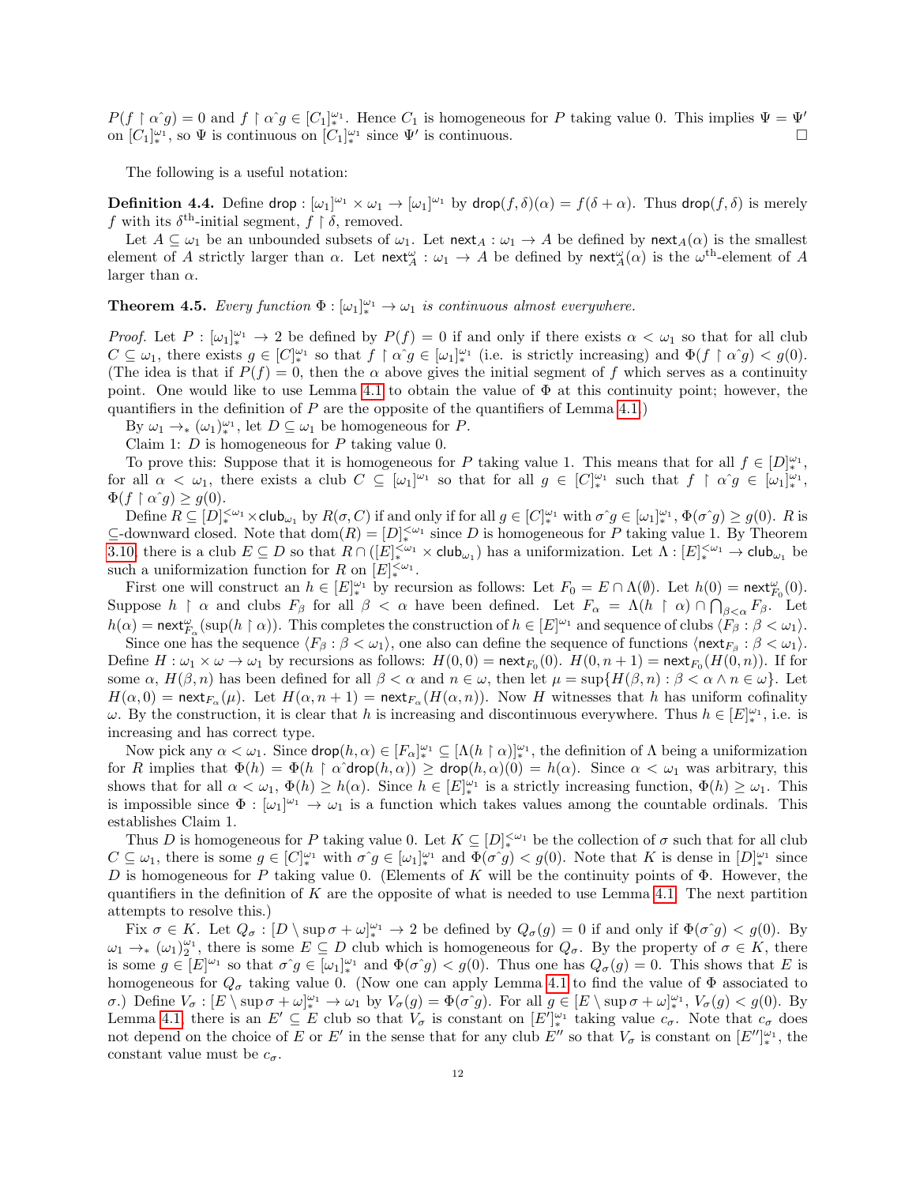$P(f \upharpoonright \alpha\hat{\ }g) = 0$ and $f \upharpoonright \alpha\hat{\ }g \in [C_1]^{\omega_1}_*$. Hence $C_1$ is homogeneous for $P$ taking value 0. This implies $\Psi = \Psi'$ on $[C_1]^{\omega_1}_*$, so $\Psi$ is continuous on $[C_1]^{\omega_1}_*$ since $\Psi'$ is continuous. $\square$

The following is a useful notation:

**Definition 4.4.** Define $\mathsf{drop} : [\omega_1]^{\omega_1} \times \omega_1 \to [\omega_1]^{\omega_1}$ by $\mathsf{drop}(f, \delta)(\alpha) = f(\delta + \alpha)$. Thus $\mathsf{drop}(f, \delta)$ is merely $f$ with its $\delta^{\text{th}}$-initial segment, $f \upharpoonright \delta$, removed.

Let $A \subseteq \omega_1$ be an unbounded subsets of $\omega_1$. Let $\mathsf{next}_A : \omega_1 \to A$ be defined by $\mathsf{next}_A(\alpha)$ is the smallest element of $A$ strictly larger than $\alpha$. Let $\mathsf{next}^\omega_A : \omega_1 \to A$ be defined by $\mathsf{next}^\omega_A(\alpha)$ is the $\omega^{\text{th}}$-element of $A$ larger than $\alpha$.

**Theorem 4.5.** *Every function $\Phi : [\omega_1]^{\omega_1}_* \to \omega_1$ is continuous almost everywhere.*

*Proof.* Let $P : [\omega_1]^{\omega_1}_* \to 2$ be defined by $P(f) = 0$ if and only if there exists $\alpha < \omega_1$ so that for all club $C \subseteq \omega_1$, there exists $g \in [C]^{\omega_1}_*$ so that $f \upharpoonright \alpha\hat{\ }g \in [\omega_1]^{\omega_1}_*$ (i.e. is strictly increasing) and $\Phi(f \upharpoonright \alpha\hat{\ }g) < g(0)$. (The idea is that if $P(f) = 0$, then the $\alpha$ above gives the initial segment of $f$ which serves as a continuity point. One would like to use Lemma 4.1 to obtain the value of $\Phi$ at this continuity point; however, the quantifiers in the definition of $P$ are the opposite of the quantifiers of Lemma 4.1.)

By $\omega_1 \to_* (\omega_1)^{\omega_1}_*$, let $D \subseteq \omega_1$ be homogeneous for $P$.

Claim 1: $D$ is homogeneous for $P$ taking value 0.

To prove this: Suppose that it is homogeneous for $P$ taking value 1. This means that for all $f \in [D]^{\omega_1}_*$, for all $\alpha < \omega_1$, there exists a club $C \subseteq [\omega_1]^{\omega_1}$ so that for all $g \in [C]^{\omega_1}_*$ such that $f \upharpoonright \alpha\hat{\ }g \in [\omega_1]^{\omega_1}_*$, $\Phi(f \upharpoonright \alpha\hat{\ }g) \geq g(0)$.

Define $R \subseteq [D]^{<\omega_1}_* \times \mathsf{club}_{\omega_1}$ by $R(\sigma, C)$ if and only if for all $g \in [C]^{\omega_1}_*$ with $\sigma\hat{\ }g \in [\omega_1]^{\omega_1}_*$, $\Phi(\sigma\hat{\ }g) \geq g(0)$. $R$ is $\subseteq$-downward closed. Note that $\mathrm{dom}(R) = [D]^{<\omega_1}_*$ since $D$ is homogeneous for $P$ taking value 1. By Theorem 3.10, there is a club $E \subseteq D$ so that $R \cap ([E]^{<\omega_1}_* \times \mathsf{club}_{\omega_1})$ has a uniformization. Let $\Lambda : [E]^{<\omega_1}_* \to \mathsf{club}_{\omega_1}$ be such a uniformization function for $R$ on $[E]^{<\omega_1}_*$.

First one will construct an $h \in [E]^{\omega_1}_*$ by recursion as follows: Let $F_0 = E \cap \Lambda(\emptyset)$. Let $h(0) = \mathsf{next}^\omega_{F_0}(0)$. Suppose $h \upharpoonright \alpha$ and clubs $F_\beta$ for all $\beta < \alpha$ have been defined. Let $F_\alpha = \Lambda(h \upharpoonright \alpha) \cap \bigcap_{\beta < \alpha} F_\beta$. Let $h(\alpha) = \mathsf{next}^\omega_{F_\alpha}(\sup(h \upharpoonright \alpha))$. This completes the construction of $h \in [E]^{\omega_1}$ and sequence of clubs $\langle F_\beta : \beta < \omega_1 \rangle$.

Since one has the sequence $\langle F_\beta : \beta < \omega_1 \rangle$, one also can define the sequence of functions $\langle \mathsf{next}_{F_\beta} : \beta < \omega_1 \rangle$. Define $H : \omega_1 \times \omega \to \omega_1$ by recursions as follows: $H(0, 0) = \mathsf{next}_{F_0}(0)$. $H(0, n+1) = \mathsf{next}_{F_0}(H(0, n))$. If for some $\alpha$, $H(\beta, n)$ has been defined for all $\beta < \alpha$ and $n \in \omega$, then let $\mu = \sup\{H(\beta, n) : \beta < \alpha \wedge n \in \omega\}$. Let $H(\alpha, 0) = \mathsf{next}_{F_\alpha}(\mu)$. Let $H(\alpha, n+1) = \mathsf{next}_{F_\alpha}(H(\alpha, n))$. Now $H$ witnesses that $h$ has uniform cofinality $\omega$. By the construction, it is clear that $h$ is increasing and discontinuous everywhere. Thus $h \in [E]^{\omega_1}_*$, i.e. is increasing and has correct type.

Now pick any $\alpha < \omega_1$. Since $\mathsf{drop}(h, \alpha) \in [F_\alpha]^{\omega_1}_* \subseteq [\Lambda(h \upharpoonright \alpha)]^{\omega_1}_*$, the definition of $\Lambda$ being a uniformization for $R$ implies that $\Phi(h) = \Phi(h \upharpoonright \alpha\hat{\ }\mathsf{drop}(h, \alpha)) \geq \mathsf{drop}(h, \alpha)(0) = h(\alpha)$. Since $\alpha < \omega_1$ was arbitrary, this shows that for all $\alpha < \omega_1$, $\Phi(h) \geq h(\alpha)$. Since $h \in [E]^{\omega_1}_*$ is a strictly increasing function, $\Phi(h) \geq \omega_1$. This is impossible since $\Phi : [\omega_1]^{\omega_1} \to \omega_1$ is a function which takes values among the countable ordinals. This establishes Claim 1.

Thus $D$ is homogeneous for $P$ taking value 0. Let $K \subseteq [D]^{<\omega_1}_*$ be the collection of $\sigma$ such that for all club $C \subseteq \omega_1$, there is some $g \in [C]^{\omega_1}_*$ with $\sigma\hat{\ }g \in [\omega_1]^{\omega_1}_*$ and $\Phi(\sigma\hat{\ }g) < g(0)$. Note that $K$ is dense in $[D]^{\omega_1}_*$ since $D$ is homogeneous for $P$ taking value 0. (Elements of $K$ will be the continuity points of $\Phi$. However, the quantifiers in the definition of $K$ are the opposite of what is needed to use Lemma 4.1. The next partition attempts to resolve this.)

Fix $\sigma \in K$. Let $Q_\sigma : [D \setminus \sup\sigma + \omega]^{\omega_1}_* \to 2$ be defined by $Q_\sigma(g) = 0$ if and only if $\Phi(\sigma\hat{\ }g) < g(0)$. By $\omega_1 \to_* (\omega_1)^{\omega_1}_2$, there is some $E \subseteq D$ club which is homogeneous for $Q_\sigma$. By the property of $\sigma \in K$, there is some $g \in [E]^{\omega_1}$ so that $\sigma\hat{\ }g \in [\omega_1]^{\omega_1}_*$ and $\Phi(\sigma\hat{\ }g) < g(0)$. Thus one has $Q_\sigma(g) = 0$. This shows that $E$ is homogeneous for $Q_\sigma$ taking value 0. (Now one can apply Lemma 4.1 to find the value of $\Phi$ associated to $\sigma$.) Define $V_\sigma : [E \setminus \sup\sigma + \omega]^{\omega_1}_* \to \omega_1$ by $V_\sigma(g) = \Phi(\sigma\hat{\ }g)$. For all $g \in [E \setminus \sup\sigma + \omega]^{\omega_1}_*$, $V_\sigma(g) < g(0)$. By Lemma 4.1, there is an $E' \subseteq E$ club so that $V_\sigma$ is constant on $[E']^{\omega_1}_*$ taking value $c_\sigma$. Note that $c_\sigma$ does not depend on the choice of $E$ or $E'$ in the sense that for any club $E''$ so that $V_\sigma$ is constant on $[E'']^{\omega_1}_*$, the constant value must be $c_\sigma$.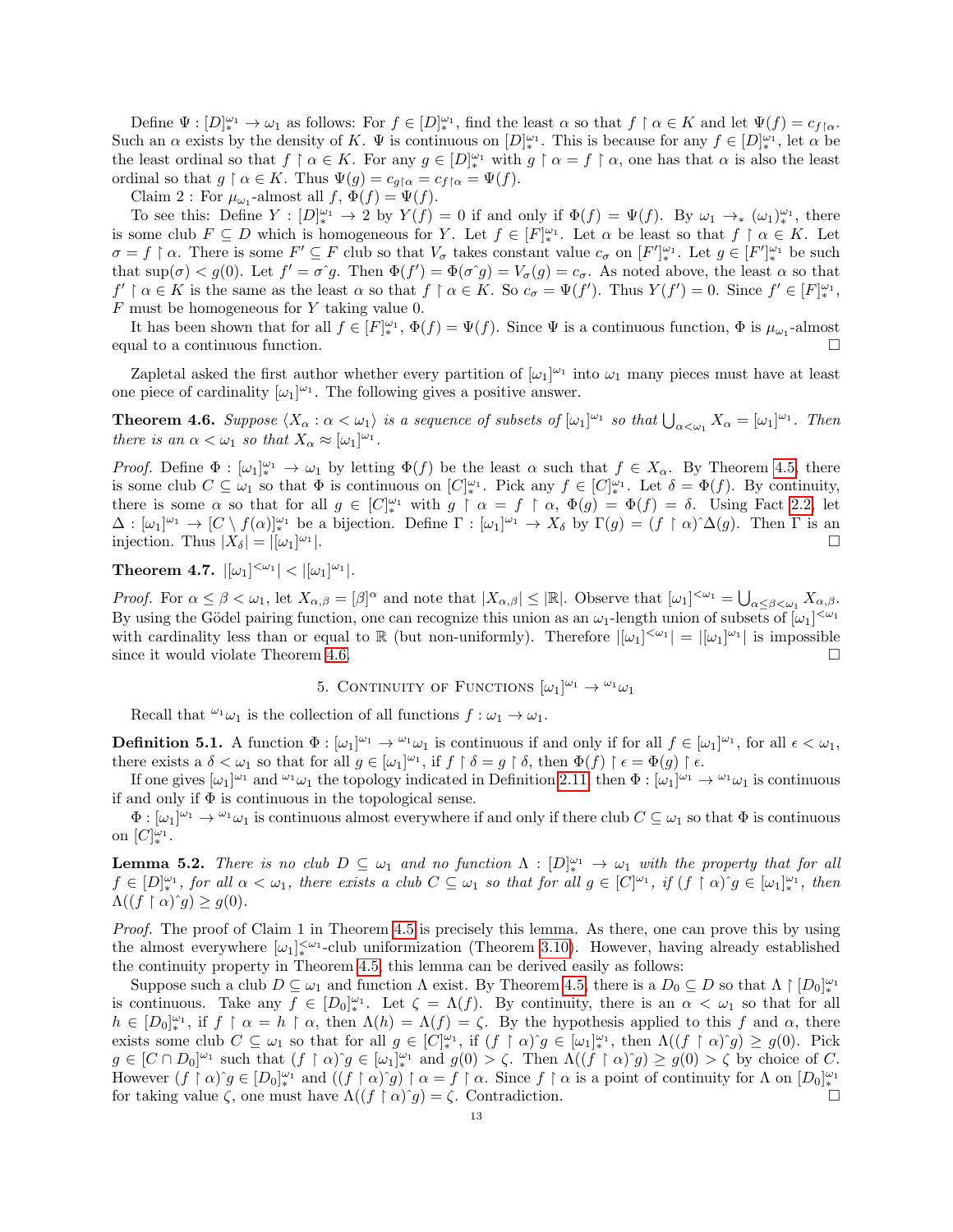Define $\Psi : [D]^{\omega_1}_* \to \omega_1$ as follows: For $f \in [D]^{\omega_1}_*$, find the least $\alpha$ so that $f \upharpoonright \alpha \in K$ and let $\Psi(f) = c_{f\upharpoonright\alpha}$. Such an $\alpha$ exists by the density of $K$. $\Psi$ is continuous on $[D]^{\omega_1}_*$. This is because for any $f \in [D]^{\omega_1}_*$, let $\alpha$ be the least ordinal so that $f \upharpoonright \alpha \in K$. For any $g \in [D]^{\omega_1}_*$ with $g \upharpoonright \alpha = f \upharpoonright \alpha$, one has that $\alpha$ is also the least ordinal so that $g \upharpoonright \alpha \in K$. Thus $\Psi(g) = c_{g\upharpoonright\alpha} = c_{f\upharpoonright\alpha} = \Psi(f)$.

Claim 2 : For $\mu_{\omega_1}$-almost all $f$, $\Phi(f) = \Psi(f)$.

To see this: Define $Y : [D]^{\omega_1}_* \to 2$ by $Y(f) = 0$ if and only if $\Phi(f) = \Psi(f)$. By $\omega_1 \to_* (\omega_1)^{\omega_1}_*$, there is some club $F \subseteq D$ which is homogeneous for $Y$. Let $f \in [F]^{\omega_1}_*$. Let $\alpha$ be least so that $f \upharpoonright \alpha \in K$. Let $\sigma = f \upharpoonright \alpha$. There is some $F' \subseteq F$ club so that $V_\sigma$ takes constant value $c_\sigma$ on $[F']^{\omega_1}_*$. Let $g \in [F']^{\omega_1}_*$ be such that $\sup(\sigma) < g(0)$. Let $f' = \sigma\hat{\ }g$. Then $\Phi(f') = \Phi(\sigma\hat{\ }g) = V_\sigma(g) = c_\sigma$. As noted above, the least $\alpha$ so that $f' \upharpoonright \alpha \in K$ is the same as the least $\alpha$ so that $f \upharpoonright \alpha \in K$. So $c_\sigma = \Psi(f')$. Thus $Y(f') = 0$. Since $f' \in [F]^{\omega_1}_*$, $F$ must be homogeneous for $Y$ taking value 0.

It has been shown that for all $f \in [F]^{\omega_1}_*$, $\Phi(f) = \Psi(f)$. Since $\Psi$ is a continuous function, $\Phi$ is $\mu_{\omega_1}$-almost equal to a continuous function. □

Zapletal asked the first author whether every partition of $[\omega_1]^{\omega_1}$ into $\omega_1$ many pieces must have at least one piece of cardinality $[\omega_1]^{\omega_1}$. The following gives a positive answer.

**Theorem 4.6.** *Suppose $\langle X_\alpha : \alpha < \omega_1\rangle$ is a sequence of subsets of $[\omega_1]^{\omega_1}$ so that $\bigcup_{\alpha<\omega_1} X_\alpha = [\omega_1]^{\omega_1}$. Then there is an $\alpha < \omega_1$ so that $X_\alpha \approx [\omega_1]^{\omega_1}$.*

*Proof.* Define $\Phi : [\omega_1]^{\omega_1}_* \to \omega_1$ by letting $\Phi(f)$ be the least $\alpha$ such that $f \in X_\alpha$. By Theorem 4.5, there is some club $C \subseteq \omega_1$ so that $\Phi$ is continuous on $[C]^{\omega_1}_*$. Pick any $f \in [C]^{\omega_1}_*$. Let $\delta = \Phi(f)$. By continuity, there is some $\alpha$ so that for all $g \in [C]^{\omega_1}_*$ with $g \upharpoonright \alpha = f \upharpoonright \alpha$, $\Phi(g) = \Phi(f) = \delta$. Using Fact 2.2, let $\Delta : [\omega_1]^{\omega_1} \to [C \setminus f(\alpha)]^{\omega_1}_*$ be a bijection. Define $\Gamma : [\omega_1]^{\omega_1} \to X_\delta$ by $\Gamma(g) = (f \upharpoonright \alpha)\hat{\ }\Delta(g)$. Then $\Gamma$ is an injection. Thus $|X_\delta| = |[\omega_1]^{\omega_1}|$. □

**Theorem 4.7.** $|[\omega_1]^{<\omega_1}| < |[\omega_1]^{\omega_1}|$.

*Proof.* For $\alpha \le \beta < \omega_1$, let $X_{\alpha,\beta} = [\beta]^\alpha$ and note that $|X_{\alpha,\beta}| \le |\mathbb{R}|$. Observe that $[\omega_1]^{<\omega_1} = \bigcup_{\alpha\le\beta<\omega_1} X_{\alpha,\beta}$. By using the Gödel pairing function, one can recognize this union as an $\omega_1$-length union of subsets of $[\omega_1]^{<\omega_1}$ with cardinality less than or equal to $\mathbb{R}$ (but non-uniformly). Therefore $|[\omega_1]^{<\omega_1}| = |[\omega_1]^{\omega_1}|$ is impossible since it would violate Theorem 4.6. □

## 5. Continuity of Functions $[\omega_1]^{\omega_1} \to {}^{\omega_1}\omega_1$

Recall that ${}^{\omega_1}\omega_1$ is the collection of all functions $f : \omega_1 \to \omega_1$.

**Definition 5.1.** A function $\Phi : [\omega_1]^{\omega_1} \to {}^{\omega_1}\omega_1$ is continuous if and only if for all $f \in [\omega_1]^{\omega_1}$, for all $\epsilon < \omega_1$, there exists a $\delta < \omega_1$ so that for all $g \in [\omega_1]^{\omega_1}$, if $f \upharpoonright \delta = g \upharpoonright \delta$, then $\Phi(f) \upharpoonright \epsilon = \Phi(g) \upharpoonright \epsilon$.

If one gives $[\omega_1]^{\omega_1}$ and ${}^{\omega_1}\omega_1$ the topology indicated in Definition 2.11, then $\Phi : [\omega_1]^{\omega_1} \to {}^{\omega_1}\omega_1$ is continuous if and only if $\Phi$ is continuous in the topological sense.

$\Phi : [\omega_1]^{\omega_1} \to {}^{\omega_1}\omega_1$ is continuous almost everywhere if and only if there club $C \subseteq \omega_1$ so that $\Phi$ is continuous on $[C]^{\omega_1}_*$.

**Lemma 5.2.** *There is no club $D \subseteq \omega_1$ and no function $\Lambda : [D]^{\omega_1}_* \to \omega_1$ with the property that for all $f \in [D]^{\omega_1}_*$, for all $\alpha < \omega_1$, there exists a club $C \subseteq \omega_1$ so that for all $g \in [C]^{\omega_1}$, if $(f \upharpoonright \alpha)\hat{\ }g \in [\omega_1]^{\omega_1}_*$, then $\Lambda((f \upharpoonright \alpha)\hat{\ }g) \ge g(0)$.*

*Proof.* The proof of Claim 1 in Theorem 4.5 is precisely this lemma. As there, one can prove this by using the almost everywhere $[\omega_1]^{<\omega_1}_*$-club uniformization (Theorem 3.10). However, having already established the continuity property in Theorem 4.5, this lemma can be derived easily as follows:

Suppose such a club $D \subseteq \omega_1$ and function $\Lambda$ exist. By Theorem 4.5, there is a $D_0 \subseteq D$ so that $\Lambda \upharpoonright [D_0]^{\omega_1}_*$ is continuous. Take any $f \in [D_0]^{\omega_1}_*$. Let $\zeta = \Lambda(f)$. By continuity, there is an $\alpha < \omega_1$ so that for all $h \in [D_0]^{\omega_1}_*$, if $f \upharpoonright \alpha = h \upharpoonright \alpha$, then $\Lambda(h) = \Lambda(f) = \zeta$. By the hypothesis applied to this $f$ and $\alpha$, there exists some club $C \subseteq \omega_1$ so that for all $g \in [C]^{\omega_1}_*$, if $(f \upharpoonright \alpha)\hat{\ }g \in [\omega_1]^{\omega_1}_*$, then $\Lambda((f \upharpoonright \alpha)\hat{\ }g) \ge g(0)$. Pick $g \in [C \cap D_0]^{\omega_1}$ such that $(f \upharpoonright \alpha)\hat{\ }g \in [\omega_1]^{\omega_1}_*$ and $g(0) > \zeta$. Then $\Lambda((f \upharpoonright \alpha)\hat{\ }g) \ge g(0) > \zeta$ by choice of $C$. However $(f \upharpoonright \alpha)\hat{\ }g \in [D_0]^{\omega_1}_*$ and $((f \upharpoonright \alpha)\hat{\ }g) \upharpoonright \alpha = f \upharpoonright \alpha$. Since $f \upharpoonright \alpha$ is a point of continuity for $\Lambda$ on $[D_0]^{\omega_1}_*$ for taking value $\zeta$, one must have $\Lambda((f \upharpoonright \alpha)\hat{\ }g) = \zeta$. Contradiction. □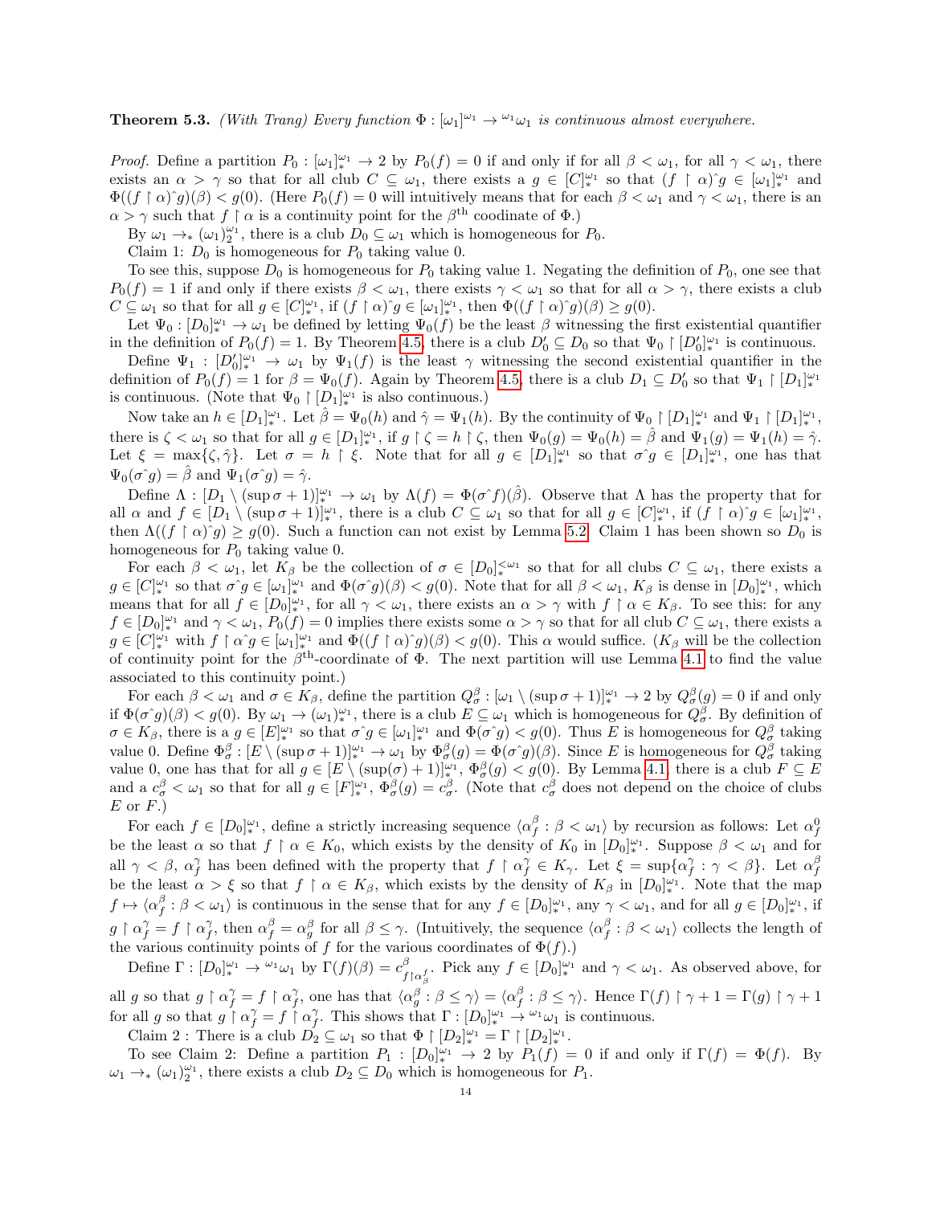**Theorem 5.3.** *(With Trang) Every function $\Phi : [\omega_1]^{\omega_1} \to {}^{\omega_1}\omega_1$ is continuous almost everywhere.*

*Proof.* Define a partition $P_0 : [\omega_1]^{\omega_1}_* \to 2$ by $P_0(f) = 0$ if and only if for all $\beta < \omega_1$, for all $\gamma < \omega_1$, there exists an $\alpha > \gamma$ so that for all club $C \subseteq \omega_1$, there exists a $g \in [C]^{\omega_1}_*$ so that $(f \upharpoonright \alpha)\hat{}g \in [\omega_1]^{\omega_1}_*$ and $\Phi((f \upharpoonright \alpha)\hat{}g)(\beta) < g(0)$. (Here $P_0(f) = 0$ will intuitively means that for each $\beta < \omega_1$ and $\gamma < \omega_1$, there is an $\alpha > \gamma$ such that $f \upharpoonright \alpha$ is a continuity point for the $\beta^{\text{th}}$ coodinate of $\Phi$.)

By $\omega_1 \to_* (\omega_1)^{\omega_1}_2$, there is a club $D_0 \subseteq \omega_1$ which is homogeneous for $P_0$.

Claim 1: $D_0$ is homogeneous for $P_0$ taking value 0.

To see this, suppose $D_0$ is homogeneous for $P_0$ taking value 1. Negating the definition of $P_0$, one see that $P_0(f) = 1$ if and only if there exists $\beta < \omega_1$, there exists $\gamma < \omega_1$ so that for all $\alpha > \gamma$, there exists a club $C \subseteq \omega_1$ so that for all $g \in [C]^{\omega_1}_*$, if $(f \upharpoonright \alpha)\hat{}g \in [\omega_1]^{\omega_1}_*$, then $\Phi((f \upharpoonright \alpha)\hat{}g)(\beta) \geq g(0)$.

Let $\Psi_0 : [D_0]^{\omega_1}_* \to \omega_1$ be defined by letting $\Psi_0(f)$ be the least $\beta$ witnessing the first existential quantifier in the definition of $P_0(f) = 1$. By Theorem 4.5, there is a club $D_0' \subseteq D_0$ so that $\Psi_0 \upharpoonright [D_0']^{\omega_1}_*$ is continuous.

Define $\Psi_1 : [D_0']^{\omega_1}_* \to \omega_1$ by $\Psi_1(f)$ is the least $\gamma$ witnessing the second existential quantifier in the definition of $P_0(f) = 1$ for $\beta = \Psi_0(f)$. Again by Theorem 4.5, there is a club $D_1 \subseteq D_0'$ so that $\Psi_1 \upharpoonright [D_1]^{\omega_1}_*$ is continuous. (Note that $\Psi_0 \upharpoonright [D_1]^{\omega_1}_*$ is also continuous.)

Now take an $h \in [D_1]^{\omega_1}_*$. Let $\hat{\beta} = \Psi_0(h)$ and $\hat{\gamma} = \Psi_1(h)$. By the continuity of $\Psi_0 \upharpoonright [D_1]^{\omega_1}_*$ and $\Psi_1 \upharpoonright [D_1]^{\omega_1}_*$, there is $\zeta < \omega_1$ so that for all $g \in [D_1]^{\omega_1}_*$, if $g \upharpoonright \zeta = h \upharpoonright \zeta$, then $\Psi_0(g) = \Psi_0(h) = \hat{\beta}$ and $\Psi_1(g) = \Psi_1(h) = \hat{\gamma}$. Let $\xi = \max\{\zeta, \hat{\gamma}\}$. Let $\sigma = h \upharpoonright \xi$. Note that for all $g \in [D_1]^{\omega_1}_*$ so that $\sigma\hat{}g \in [D_1]^{\omega_1}_*$, one has that $\Psi_0(\sigma\hat{}g) = \hat{\beta}$ and $\Psi_1(\sigma\hat{}g) = \hat{\gamma}$.

Define $\Lambda : [D_1 \setminus (\sup \sigma + 1)]^{\omega_1}_* \to \omega_1$ by $\Lambda(f) = \Phi(\sigma\hat{}f)(\hat{\beta})$. Observe that $\Lambda$ has the property that for all $\alpha$ and $f \in [D_1 \setminus (\sup \sigma + 1)]^{\omega_1}_*$, there is a club $C \subseteq \omega_1$ so that for all $g \in [C]^{\omega_1}_*$, if $(f \upharpoonright \alpha)\hat{}g \in [\omega_1]^{\omega_1}_*$, then $\Lambda((f \upharpoonright \alpha)\hat{}g) \geq g(0)$. Such a function can not exist by Lemma 5.2. Claim 1 has been shown so $D_0$ is homogeneous for $P_0$ taking value 0.

For each $\beta < \omega_1$, let $K_\beta$ be the collection of $\sigma \in [D_0]^{<\omega_1}_*$ so that for all clubs $C \subseteq \omega_1$, there exists a $g \in [C]^{\omega_1}_*$ so that $\sigma\hat{}g \in [\omega_1]^{\omega_1}_*$ and $\Phi(\sigma\hat{}g)(\beta) < g(0)$. Note that for all $\beta < \omega_1$, $K_\beta$ is dense in $[D_0]^{\omega_1}_*$, which means that for all $f \in [D_0]^{\omega_1}_*$, for all $\gamma < \omega_1$, there exists an $\alpha > \gamma$ with $f \upharpoonright \alpha \in K_\beta$. To see this: for any $f \in [D_0]^{\omega_1}_*$ and $\gamma < \omega_1$, $P_0(f) = 0$ implies there exists some $\alpha > \gamma$ so that for all club $C \subseteq \omega_1$, there exists a $g \in [C]^{\omega_1}_*$ with $f \upharpoonright \alpha\hat{}g \in [\omega_1]^{\omega_1}_*$ and $\Phi((f \upharpoonright \alpha)\hat{}g)(\beta) < g(0)$. This $\alpha$ would suffice. ($K_\beta$ will be the collection of continuity point for the $\beta^{\text{th}}$-coordinate of $\Phi$. The next partition will use Lemma 4.1 to find the value associated to this continuity point.)

For each $\beta < \omega_1$ and $\sigma \in K_\beta$, define the partition $Q^\beta_\sigma : [\omega_1 \setminus (\sup \sigma + 1)]^{\omega_1}_* \to 2$ by $Q^\beta_\sigma(g) = 0$ if and only if $\Phi(\sigma\hat{}g)(\beta) < g(0)$. By $\omega_1 \to (\omega_1)^{\omega_1}_*$, there is a club $E \subseteq \omega_1$ which is homogeneous for $Q^\beta_\sigma$. By definition of $\sigma \in K_\beta$, there is a $g \in [E]^{\omega_1}_*$ so that $\sigma\hat{}g \in [\omega_1]^{\omega_1}_*$ and $\Phi(\sigma\hat{}g) < g(0)$. Thus $E$ is homogeneous for $Q^\beta_\sigma$ taking value 0. Define $\Phi^\beta_\sigma : [E \setminus (\sup \sigma + 1)]^{\omega_1}_* \to \omega_1$ by $\Phi^\beta_\sigma(g) = \Phi(\sigma\hat{}g)(\beta)$. Since $E$ is homogeneous for $Q^\beta_\sigma$ taking value 0, one has that for all $g \in [E \setminus (\sup(\sigma) + 1)]^{\omega_1}_*$, $\Phi^\beta_\sigma(g) < g(0)$. By Lemma 4.1, there is a club $F \subseteq E$ and a $c^\beta_\sigma < \omega_1$ so that for all $g \in [F]^{\omega_1}_*$, $\Phi^\beta_\sigma(g) = c^\beta_\sigma$. (Note that $c^\beta_\sigma$ does not depend on the choice of clubs $E$ or $F$.)

For each $f \in [D_0]^{\omega_1}_*$, define a strictly increasing sequence $\langle \alpha^\beta_f : \beta < \omega_1 \rangle$ by recursion as follows: Let $\alpha^0_f$ be the least $\alpha$ so that $f \upharpoonright \alpha \in K_0$, which exists by the density of $K_0$ in $[D_0]^{\omega_1}_*$. Suppose $\beta < \omega_1$ and for all $\gamma < \beta$, $\alpha^\gamma_f$ has been defined with the property that $f \upharpoonright \alpha^\gamma_f \in K_\gamma$. Let $\xi = \sup\{\alpha^\gamma_f : \gamma < \beta\}$. Let $\alpha^\beta_f$ be the least $\alpha > \xi$ so that $f \upharpoonright \alpha \in K_\beta$, which exists by the density of $K_\beta$ in $[D_0]^{\omega_1}_*$. Note that the map $f \mapsto \langle \alpha^\beta_f : \beta < \omega_1 \rangle$ is continuous in the sense that for any $f \in [D_0]^{\omega_1}_*$, any $\gamma < \omega_1$, and for all $g \in [D_0]^{\omega_1}_*$, if $g \upharpoonright \alpha^\gamma_f = f \upharpoonright \alpha^\gamma_f$, then $\alpha^\beta_f = \alpha^\beta_g$ for all $\beta \leq \gamma$. (Intuitively, the sequence $\langle \alpha^\beta_f : \beta < \omega_1 \rangle$ collects the length of the various continuity points of $f$ for the various coordinates of $\Phi(f)$.)

Define $\Gamma : [D_0]^{\omega_1}_* \to {}^{\omega_1}\omega_1$ by $\Gamma(f)(\beta) = c^\beta_{f \upharpoonright \alpha^f_\beta}$. Pick any $f \in [D_0]^{\omega_1}_*$ and $\gamma < \omega_1$. As observed above, for all $g$ so that $g \upharpoonright \alpha^\gamma_f = f \upharpoonright \alpha^\gamma_f$, one has that $\langle \alpha^\beta_g : \beta \leq \gamma \rangle = \langle \alpha^\beta_f : \beta \leq \gamma \rangle$. Hence $\Gamma(f) \upharpoonright \gamma + 1 = \Gamma(g) \upharpoonright \gamma + 1$ for all $g$ so that $g \upharpoonright \alpha^\gamma_f = f \upharpoonright \alpha^\gamma_f$. This shows that $\Gamma : [D_0]^{\omega_1}_* \to {}^{\omega_1}\omega_1$ is continuous.

Claim 2 : There is a club $D_2 \subseteq \omega_1$ so that $\Phi \upharpoonright [D_2]^{\omega_1}_* = \Gamma \upharpoonright [D_2]^{\omega_1}_*$.

To see Claim 2: Define a partition $P_1 : [D_0]^{\omega_1}_* \to 2$ by $P_1(f) = 0$ if and only if $\Gamma(f) = \Phi(f)$. By $\omega_1 \to_* (\omega_1)^{\omega_1}_2$, there exists a club $D_2 \subseteq D_0$ which is homogeneous for $P_1$.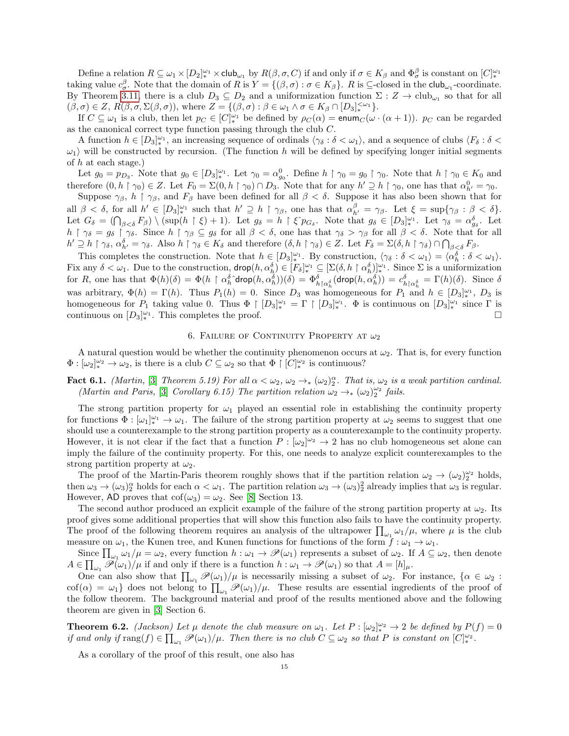Define a relation $R \subseteq \omega_1 \times [D_2]^{\omega_1}_* \times \mathsf{club}_{\omega_1}$ by $R(\beta, \sigma, C)$ if and only if $\sigma \in K_\beta$ and $\Phi^\beta_\sigma$ is constant on $[C]^{\omega_1}_*$ taking value $c^\beta_\sigma$. Note that the domain of $R$ is $Y = \{(\beta, \sigma) : \sigma \in K_\beta\}$. $R$ is $\subseteq$-closed in the $\mathsf{club}_{\omega_1}$-coordinate. By Theorem 3.11, there is a club $D_3 \subseteq D_2$ and a uniformization function $\Sigma : Z \to \mathsf{club}_{\omega_1}$ so that for all $(\beta, \sigma) \in Z$, $R(\beta, \sigma, \Sigma(\beta, \sigma))$, where $Z = \{(\beta, \sigma) : \beta \in \omega_1 \wedge \sigma \in K_\beta \cap [D_3]^{<\omega_1}_*\}$.

If $C \subseteq \omega_1$ is a club, then let $p_C \in [C]^{\omega_1}_*$ be defined by $\rho_C(\alpha) = \mathsf{enum}_C(\omega \cdot (\alpha + 1))$. $p_C$ can be regarded as the canonical correct type function passing through the club $C$.

A function $h \in [D_3]^{\omega_1}_*$, an increasing sequence of ordinals $\langle \gamma_\delta : \delta < \omega_1 \rangle$, and a sequence of clubs $\langle F_\delta : \delta < \omega_1 \rangle$ will be constructed by recursion. (The function $h$ will be defined by specifying longer initial segments of $h$ at each stage.)

Let $g_0 = p_{D_3}$. Note that $g_0 \in [D_3]^{\omega_1}_*$. Let $\gamma_0 = \alpha^0_{g_0}$. Define $h \restriction \gamma_0 = g_0 \restriction \gamma_0$. Note that $h \restriction \gamma_0 \in K_0$ and therefore $(0, h \restriction \gamma_0) \in Z$. Let $F_0 = \Sigma(0, h \restriction \gamma_0) \cap D_3$. Note that for any $h' \supseteq h \restriction \gamma_0$, one has that $\alpha^0_{h'} = \gamma_0$.

Suppose $\gamma_\beta$, $h \restriction \gamma_\beta$, and $F_\beta$ have been defined for all $\beta < \delta$. Suppose it has also been shown that for all $\beta < \delta$, for all $h' \in [D_3]^{\omega_1}_*$ such that $h' \supseteq h \restriction \gamma_\beta$, one has that $\alpha^\beta_{h'} = \gamma_\beta$. Let $\xi = \sup\{\gamma_\beta : \beta < \delta\}$. Let $G_\delta = (\bigcap_{\beta < \delta} F_\beta) \setminus (\sup(h \restriction \xi) + 1)$. Let $g_\delta = h \restriction \xi\hat{\ } p_{G_\delta}$. Note that $g_\delta \in [D_3]^{\omega_1}_*$. Let $\gamma_\delta = \alpha^\delta_{g_\delta}$. Let $h \restriction \gamma_\delta = g_\delta \restriction \gamma_\delta$. Since $h \restriction \gamma_\beta \subseteq g_\delta$ for all $\beta < \delta$, one has that $\gamma_\delta > \gamma_\beta$ for all $\beta < \delta$. Note that for all $h' \supseteq h \restriction \gamma_\delta$, $\alpha^\delta_{h'} = \gamma_\delta$. Also $h \restriction \gamma_\delta \in K_\delta$ and therefore $(\delta, h \restriction \gamma_\delta) \in Z$. Let $F_\delta = \Sigma(\delta, h \restriction \gamma_\delta) \cap \bigcap_{\beta<\delta} F_\beta$.

This completes the construction. Note that $h \in [D_3]^{\omega_1}_*$. By construction, $\langle \gamma_\delta : \delta < \omega_1 \rangle = \langle \alpha^\delta_h : \delta < \omega_1 \rangle$. Fix any $\delta < \omega_1$. Due to the construction, $\mathsf{drop}(h, \alpha^\delta_h) \in [F_\delta]^{\omega_1}_* \subseteq [\Sigma(\delta, h \restriction \alpha^\delta_h)]^{\omega_1}_*$. Since $\Sigma$ is a uniformization for $R$, one has that $\Phi(h)(\delta) = \Phi(h \restriction \alpha^\delta_h\hat{\ }\mathsf{drop}(h, \alpha^\delta_h))(\delta) = \Phi^\delta_{h \restriction \alpha^\delta_h}(\mathsf{drop}(h, \alpha^\delta_h)) = c^\delta_{h \restriction \alpha^\delta_h} = \Gamma(h)(\delta)$. Since $\delta$ was arbitrary, $\Phi(h) = \Gamma(h)$. Thus $P_1(h) = 0$. Since $D_3$ was homogeneous for $P_1$ and $h \in [D_3]^{\omega_1}_*$, $D_3$ is homogeneous for $P_1$ taking value 0. Thus $\Phi \restriction [D_3]^{\omega_1}_* = \Gamma \restriction [D_3]^{\omega_1}_*$. $\Phi$ is continuous on $[D_3]^{\omega_1}_*$ since $\Gamma$ is continuous on $[D_3]^{\omega_1}_*$. This completes the proof. $\square$

## 6. Failure of Continuity Property at $\omega_2$

A natural question would be whether the continuity phenomenon occurs at $\omega_2$. That is, for every function $\Phi : [\omega_2]^{\omega_2}_* \to \omega_2$, is there a club $C \subseteq \omega_2$ so that $\Phi \restriction [C]^{\omega_2}_*$ is continuous?

**Fact 6.1.** *(Martin, [3] Theorem 5.19) For all $\alpha < \omega_2$, $\omega_2 \to_* (\omega_2)^\alpha_2$. That is, $\omega_2$ is a weak partition cardinal. (Martin and Paris, [3] Corollary 6.15) The partition relation $\omega_2 \to_* (\omega_2)^{\omega_2}_2$ fails.*

The strong partition property for $\omega_1$ played an essential role in establishing the continuity property for functions $\Phi : [\omega_1]^{\omega_1}_* \to \omega_1$. The failure of the strong partition property at $\omega_2$ seems to suggest that one should use a counterexample to the strong partition property as a counterexample to the continuity property. However, it is not clear if the fact that a function $P : [\omega_2]^{\omega_2} \to 2$ has no club homogeneous set alone can imply the failure of the continuity property. For this, one needs to analyze explicit counterexamples to the strong partition property at $\omega_2$.

The proof of the Martin-Paris theorem roughly shows that if the partition relation $\omega_2 \to (\omega_2)^{\omega_2}_2$ holds, then $\omega_3 \to (\omega_3)^\alpha_2$ holds for each $\alpha < \omega_1$. The partition relation $\omega_3 \to (\omega_3)^2_2$ already implies that $\omega_3$ is regular. However, $\mathsf{AD}$ proves that $\mathrm{cof}(\omega_3) = \omega_2$. See [8] Section 13.

The second author produced an explicit example of the failure of the strong partition property at $\omega_2$. Its proof gives some additional properties that will show this function also fails to have the continuity property. The proof of the following theorem requires an analysis of the ultrapower $\prod_{\omega_1} \omega_1/\mu$, where $\mu$ is the club measure on $\omega_1$, the Kunen tree, and Kunen functions for functions of the form $f : \omega_1 \to \omega_1$.

Since $\prod_{\omega_1} \omega_1/\mu = \omega_2$, every function $h : \omega_1 \to \mathscr{P}(\omega_1)$ represents a subset of $\omega_2$. If $A \subseteq \omega_2$, then denote $A \in \prod_{\omega_1} \mathscr{P}(\omega_1)/\mu$ if and only if there is a function $h : \omega_1 \to \mathscr{P}(\omega_1)$ so that $A = [h]_\mu$.

One can also show that $\prod_{\omega_1} \mathscr{P}(\omega_1)/\mu$ is necessarily missing a subset of $\omega_2$. For instance, $\{\alpha \in \omega_2 : \mathrm{cof}(\alpha) = \omega_1\}$ does not belong to $\prod_{\omega_1} \mathscr{P}(\omega_1)/\mu$. These results are essential ingredients of the proof of the follow theorem. The background material and proof of the results mentioned above and the following theorem are given in [3] Section 6.

**Theorem 6.2.** *(Jackson) Let $\mu$ denote the club measure on $\omega_1$. Let $P : [\omega_2]^{\omega_2}_* \to 2$ be defined by $P(f) = 0$ if and only if $\mathrm{rang}(f) \in \prod_{\omega_1} \mathscr{P}(\omega_1)/\mu$. Then there is no club $C \subseteq \omega_2$ so that $P$ is constant on $[C]^{\omega_2}_*$.*

As a corollary of the proof of this result, one also has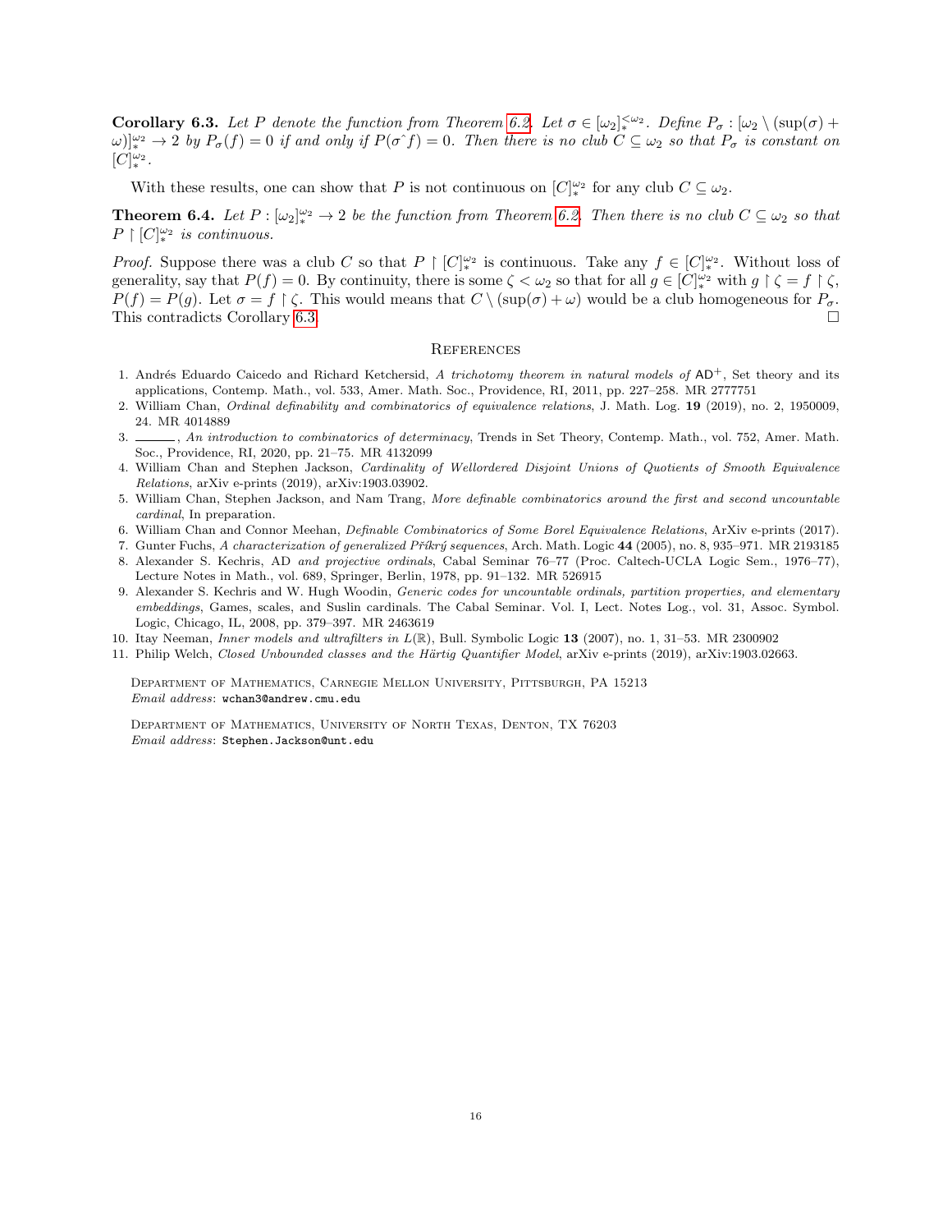**Corollary 6.3.** *Let $P$ denote the function from Theorem 6.2. Let $\sigma \in [\omega_2]^{<\omega_2}_*$. Define $P_\sigma : [\omega_2 \setminus (\sup(\sigma) + \omega)]^{\omega_2}_* \to 2$ by $P_\sigma(f) = 0$ if and only if $P(\sigma\hat{\ } f) = 0$. Then there is no club $C \subseteq \omega_2$ so that $P_\sigma$ is constant on $[C]^{\omega_2}_*$.*

With these results, one can show that $P$ is not continuous on $[C]^{\omega_2}_*$ for any club $C \subseteq \omega_2$.

**Theorem 6.4.** *Let $P : [\omega_2]^{\omega_2}_* \to 2$ be the function from Theorem 6.2. Then there is no club $C \subseteq \omega_2$ so that $P \restriction [C]^{\omega_2}_*$ is continuous.*

*Proof.* Suppose there was a club $C$ so that $P \restriction [C]^{\omega_2}_*$ is continuous. Take any $f \in [C]^{\omega_2}_*$. Without loss of generality, say that $P(f) = 0$. By continuity, there is some $\zeta < \omega_2$ so that for all $g \in [C]^{\omega_2}_*$ with $g \restriction \zeta = f \restriction \zeta$, $P(f) = P(g)$. Let $\sigma = f \restriction \zeta$. This would means that $C \setminus (\sup(\sigma) + \omega)$ would be a club homogeneous for $P_\sigma$. This contradicts Corollary 6.3. □

## References

1. Andrés Eduardo Caicedo and Richard Ketchersid, *A trichotomy theorem in natural models of* $\mathsf{AD}^+$, Set theory and its applications, Contemp. Math., vol. 533, Amer. Math. Soc., Providence, RI, 2011, pp. 227–258. MR 2777751
2. William Chan, *Ordinal definability and combinatorics of equivalence relations*, J. Math. Log. **19** (2019), no. 2, 1950009, 24. MR 4014889
3. ______, *An introduction to combinatorics of determinacy*, Trends in Set Theory, Contemp. Math., vol. 752, Amer. Math. Soc., Providence, RI, 2020, pp. 21–75. MR 4132099
4. William Chan and Stephen Jackson, *Cardinality of Wellordered Disjoint Unions of Quotients of Smooth Equivalence Relations*, arXiv e-prints (2019), arXiv:1903.03902.
5. William Chan, Stephen Jackson, and Nam Trang, *More definable combinatorics around the first and second uncountable cardinal*, In preparation.
6. William Chan and Connor Meehan, *Definable Combinatorics of Some Borel Equivalence Relations*, ArXiv e-prints (2017).
7. Gunter Fuchs, *A characterization of generalized Příkrý sequences*, Arch. Math. Logic **44** (2005), no. 8, 935–971. MR 2193185
8. Alexander S. Kechris, AD *and projective ordinals*, Cabal Seminar 76–77 (Proc. Caltech-UCLA Logic Sem., 1976–77), Lecture Notes in Math., vol. 689, Springer, Berlin, 1978, pp. 91–132. MR 526915
9. Alexander S. Kechris and W. Hugh Woodin, *Generic codes for uncountable ordinals, partition properties, and elementary embeddings*, Games, scales, and Suslin cardinals. The Cabal Seminar. Vol. I, Lect. Notes Log., vol. 31, Assoc. Symbol. Logic, Chicago, IL, 2008, pp. 379–397. MR 2463619
10. Itay Neeman, *Inner models and ultrafilters in* $L(\mathbb{R})$, Bull. Symbolic Logic **13** (2007), no. 1, 31–53. MR 2300902
11. Philip Welch, *Closed Unbounded classes and the Härtig Quantifier Model*, arXiv e-prints (2019), arXiv:1903.02663.

Department of Mathematics, Carnegie Mellon University, Pittsburgh, PA 15213
*Email address*: wchan3@andrew.cmu.edu

Department of Mathematics, University of North Texas, Denton, TX 76203
*Email address*: Stephen.Jackson@unt.edu